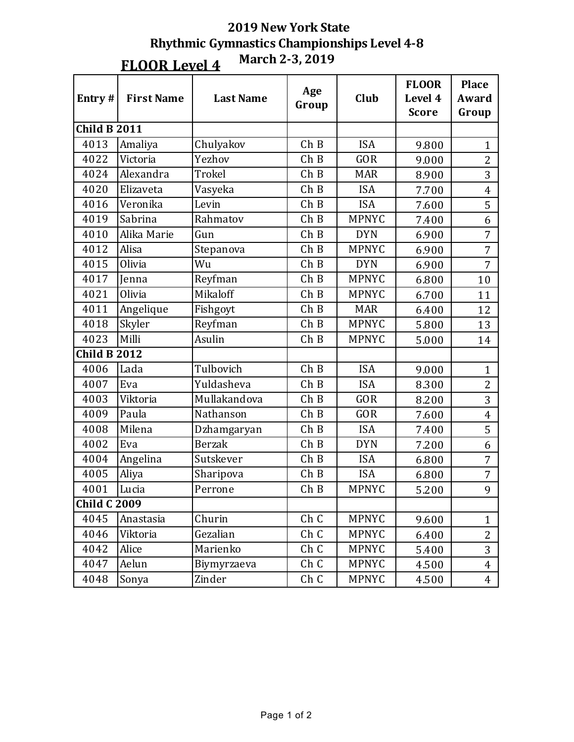# 2019 New York State
## Rhythmic Gymnastics Championships Level 4-8
### March 2-3, 2019

**FLOOR Level 4**

| Entry # | First Name | Last Name | Age Group | Club | FLOOR Level 4 Score | Place Award Group |
|---|---|---|---|---|---|---|
| **Child B 2011** | | | | | | |
| 4013 | Amaliya | Chulyakov | Ch B | ISA | 9.800 | 1 |
| 4022 | Victoria | Yezhov | Ch B | GOR | 9.000 | 2 |
| 4024 | Alexandra | Trokel | Ch B | MAR | 8.900 | 3 |
| 4020 | Elizaveta | Vasyeka | Ch B | ISA | 7.700 | 4 |
| 4016 | Veronika | Levin | Ch B | ISA | 7.600 | 5 |
| 4019 | Sabrina | Rahmatov | Ch B | MPNYC | 7.400 | 6 |
| 4010 | Alika Marie | Gun | Ch B | DYN | 6.900 | 7 |
| 4012 | Alisa | Stepanova | Ch B | MPNYC | 6.900 | 7 |
| 4015 | Olivia | Wu | Ch B | DYN | 6.900 | 7 |
| 4017 | Jenna | Reyfman | Ch B | MPNYC | 6.800 | 10 |
| 4021 | Olivia | Mikaloff | Ch B | MPNYC | 6.700 | 11 |
| 4011 | Angelique | Fishgoyt | Ch B | MAR | 6.400 | 12 |
| 4018 | Skyler | Reyfman | Ch B | MPNYC | 5.800 | 13 |
| 4023 | Milli | Asulin | Ch B | MPNYC | 5.000 | 14 |
| **Child B 2012** | | | | | | |
| 4006 | Lada | Tulbovich | Ch B | ISA | 9.000 | 1 |
| 4007 | Eva | Yuldasheva | Ch B | ISA | 8.300 | 2 |
| 4003 | Viktoria | Mullakandova | Ch B | GOR | 8.200 | 3 |
| 4009 | Paula | Nathanson | Ch B | GOR | 7.600 | 4 |
| 4008 | Milena | Dzhamgaryan | Ch B | ISA | 7.400 | 5 |
| 4002 | Eva | Berzak | Ch B | DYN | 7.200 | 6 |
| 4004 | Angelina | Sutskever | Ch B | ISA | 6.800 | 7 |
| 4005 | Aliya | Sharipova | Ch B | ISA | 6.800 | 7 |
| 4001 | Lucia | Perrone | Ch B | MPNYC | 5.200 | 9 |
| **Child C 2009** | | | | | | |
| 4045 | Anastasia | Churin | Ch C | MPNYC | 9.600 | 1 |
| 4046 | Viktoria | Gezalian | Ch C | MPNYC | 6.400 | 2 |
| 4042 | Alice | Marienko | Ch C | MPNYC | 5.400 | 3 |
| 4047 | Aelun | Biymyrzaeva | Ch C | MPNYC | 4.500 | 4 |
| 4048 | Sonya | Zinder | Ch C | MPNYC | 4.500 | 4 |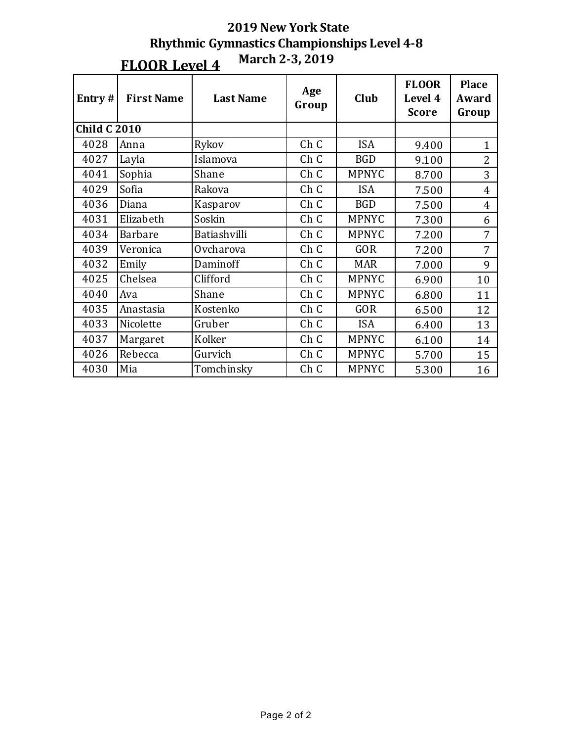# 2019 New York State
# Rhythmic Gymnastics Championships Level 4-8
## March 2-3, 2019

## FLOOR Level 4

| Entry # | First Name | Last Name | Age Group | Club | FLOOR Level 4 Score | Place Award Group |
|---|---|---|---|---|---|---|
| **Child C 2010** | | | | | | |
| 4028 | Anna | Rykov | Ch C | ISA | 9.400 | 1 |
| 4027 | Layla | Islamova | Ch C | BGD | 9.100 | 2 |
| 4041 | Sophia | Shane | Ch C | MPNYC | 8.700 | 3 |
| 4029 | Sofia | Rakova | Ch C | ISA | 7.500 | 4 |
| 4036 | Diana | Kasparov | Ch C | BGD | 7.500 | 4 |
| 4031 | Elizabeth | Soskin | Ch C | MPNYC | 7.300 | 6 |
| 4034 | Barbare | Batiashvilli | Ch C | MPNYC | 7.200 | 7 |
| 4039 | Veronica | Ovcharova | Ch C | GOR | 7.200 | 7 |
| 4032 | Emily | Daminoff | Ch C | MAR | 7.000 | 9 |
| 4025 | Chelsea | Clifford | Ch C | MPNYC | 6.900 | 10 |
| 4040 | Ava | Shane | Ch C | MPNYC | 6.800 | 11 |
| 4035 | Anastasia | Kostenko | Ch C | GOR | 6.500 | 12 |
| 4033 | Nicolette | Gruber | Ch C | ISA | 6.400 | 13 |
| 4037 | Margaret | Kolker | Ch C | MPNYC | 6.100 | 14 |
| 4026 | Rebecca | Gurvich | Ch C | MPNYC | 5.700 | 15 |
| 4030 | Mia | Tomchinsky | Ch C | MPNYC | 5.300 | 16 |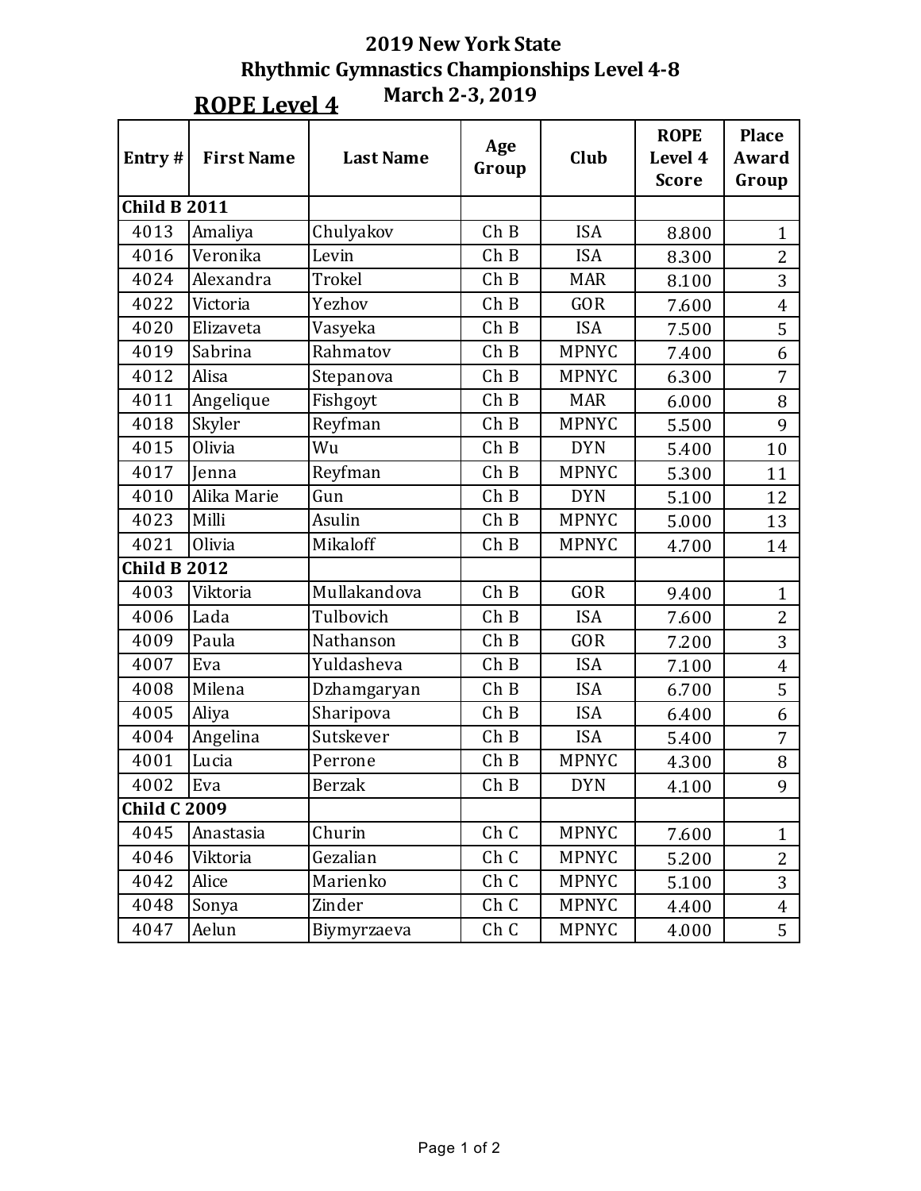# 2019 New York State
# Rhythmic Gymnastics Championships Level 4-8
## March 2-3, 2019

## ROPE Level 4

| Entry # | First Name | Last Name | Age Group | Club | ROPE Level 4 Score | Place Award Group |
|---|---|---|---|---|---|---|
| **Child B 2011** | | | | | | |
| 4013 | Amaliya | Chulyakov | Ch B | ISA | 8.800 | 1 |
| 4016 | Veronika | Levin | Ch B | ISA | 8.300 | 2 |
| 4024 | Alexandra | Trokel | Ch B | MAR | 8.100 | 3 |
| 4022 | Victoria | Yezhov | Ch B | GOR | 7.600 | 4 |
| 4020 | Elizaveta | Vasyeka | Ch B | ISA | 7.500 | 5 |
| 4019 | Sabrina | Rahmatov | Ch B | MPNYC | 7.400 | 6 |
| 4012 | Alisa | Stepanova | Ch B | MPNYC | 6.300 | 7 |
| 4011 | Angelique | Fishgoyt | Ch B | MAR | 6.000 | 8 |
| 4018 | Skyler | Reyfman | Ch B | MPNYC | 5.500 | 9 |
| 4015 | Olivia | Wu | Ch B | DYN | 5.400 | 10 |
| 4017 | Jenna | Reyfman | Ch B | MPNYC | 5.300 | 11 |
| 4010 | Alika Marie | Gun | Ch B | DYN | 5.100 | 12 |
| 4023 | Milli | Asulin | Ch B | MPNYC | 5.000 | 13 |
| 4021 | Olivia | Mikaloff | Ch B | MPNYC | 4.700 | 14 |
| **Child B 2012** | | | | | | |
| 4003 | Viktoria | Mullakandova | Ch B | GOR | 9.400 | 1 |
| 4006 | Lada | Tulbovich | Ch B | ISA | 7.600 | 2 |
| 4009 | Paula | Nathanson | Ch B | GOR | 7.200 | 3 |
| 4007 | Eva | Yuldasheva | Ch B | ISA | 7.100 | 4 |
| 4008 | Milena | Dzhamgaryan | Ch B | ISA | 6.700 | 5 |
| 4005 | Aliya | Sharipova | Ch B | ISA | 6.400 | 6 |
| 4004 | Angelina | Sutskever | Ch B | ISA | 5.400 | 7 |
| 4001 | Lucia | Perrone | Ch B | MPNYC | 4.300 | 8 |
| 4002 | Eva | Berzak | Ch B | DYN | 4.100 | 9 |
| **Child C 2009** | | | | | | |
| 4045 | Anastasia | Churin | Ch C | MPNYC | 7.600 | 1 |
| 4046 | Viktoria | Gezalian | Ch C | MPNYC | 5.200 | 2 |
| 4042 | Alice | Marienko | Ch C | MPNYC | 5.100 | 3 |
| 4048 | Sonya | Zinder | Ch C | MPNYC | 4.400 | 4 |
| 4047 | Aelun | Biymyrzaeva | Ch C | MPNYC | 4.000 | 5 |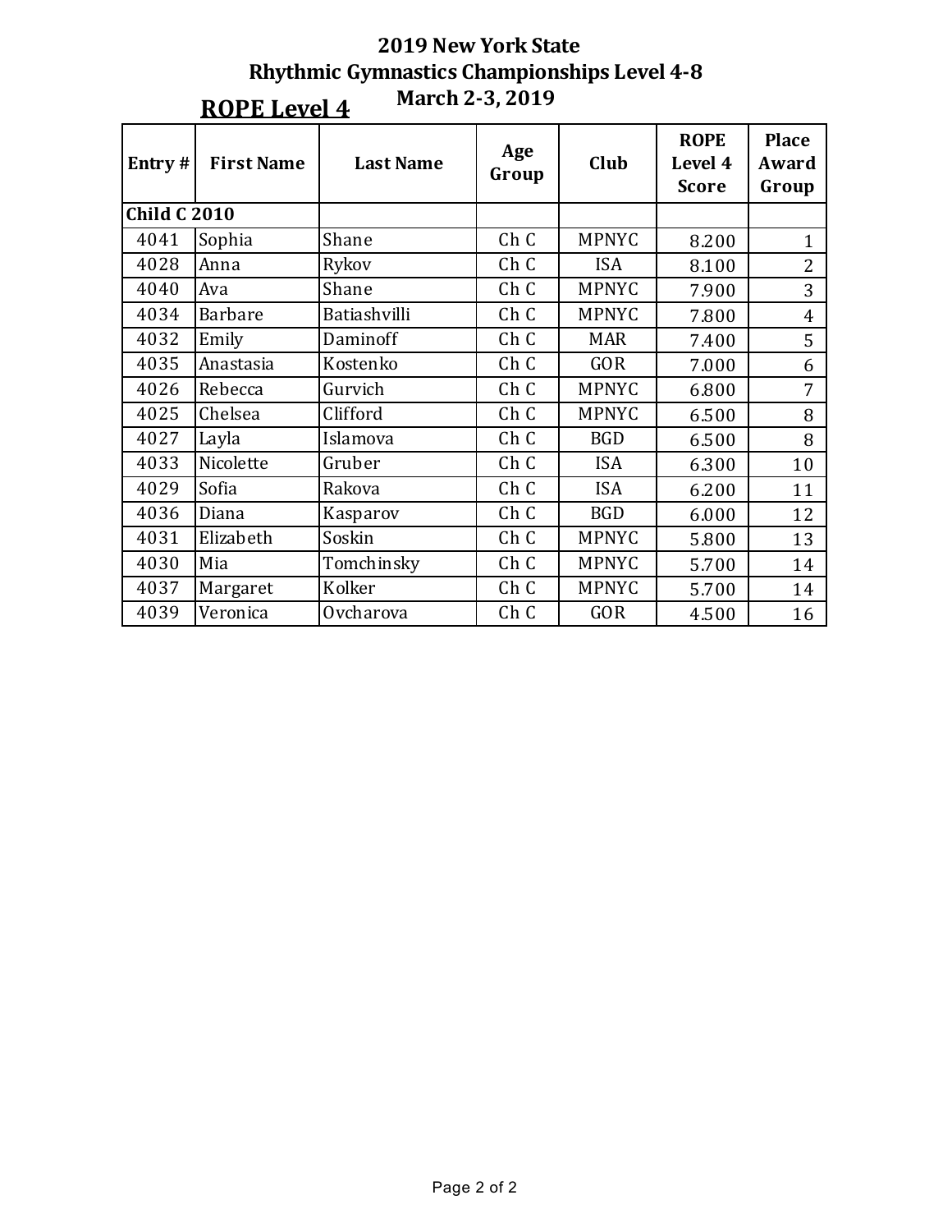# 2019 New York State
# Rhythmic Gymnastics Championships Level 4-8
## March 2-3, 2019

## ROPE Level 4

| Entry # | First Name | Last Name | Age Group | Club | ROPE Level 4 Score | Place Award Group |
|---|---|---|---|---|---|---|
| **Child C 2010** | | | | | | |
| 4041 | Sophia | Shane | Ch C | MPNYC | 8.200 | 1 |
| 4028 | Anna | Rykov | Ch C | ISA | 8.100 | 2 |
| 4040 | Ava | Shane | Ch C | MPNYC | 7.900 | 3 |
| 4034 | Barbare | Batiashvilli | Ch C | MPNYC | 7.800 | 4 |
| 4032 | Emily | Daminoff | Ch C | MAR | 7.400 | 5 |
| 4035 | Anastasia | Kostenko | Ch C | GOR | 7.000 | 6 |
| 4026 | Rebecca | Gurvich | Ch C | MPNYC | 6.800 | 7 |
| 4025 | Chelsea | Clifford | Ch C | MPNYC | 6.500 | 8 |
| 4027 | Layla | Islamova | Ch C | BGD | 6.500 | 8 |
| 4033 | Nicolette | Gruber | Ch C | ISA | 6.300 | 10 |
| 4029 | Sofia | Rakova | Ch C | ISA | 6.200 | 11 |
| 4036 | Diana | Kasparov | Ch C | BGD | 6.000 | 12 |
| 4031 | Elizabeth | Soskin | Ch C | MPNYC | 5.800 | 13 |
| 4030 | Mia | Tomchinsky | Ch C | MPNYC | 5.700 | 14 |
| 4037 | Margaret | Kolker | Ch C | MPNYC | 5.700 | 14 |
| 4039 | Veronica | Ovcharova | Ch C | GOR | 4.500 | 16 |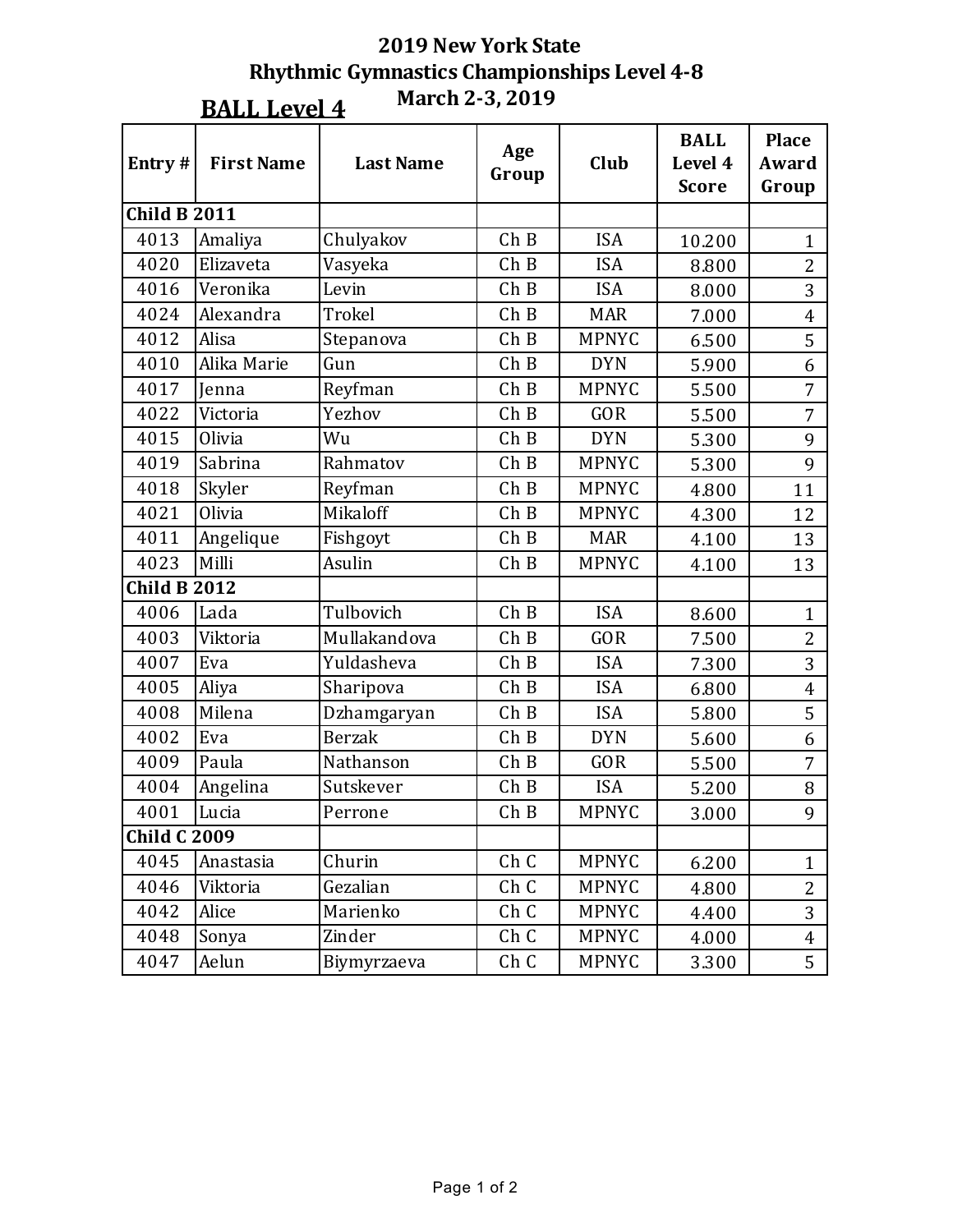# 2019 New York State
## Rhythmic Gymnastics Championships Level 4-8
### March 2-3, 2019

## BALL Level 4

| Entry # | First Name | Last Name | Age Group | Club | BALL Level 4 Score | Place Award Group |
|---|---|---|---|---|---|---|
| **Child B 2011** | | | | | | |
| 4013 | Amaliya | Chulyakov | Ch B | ISA | 10.200 | 1 |
| 4020 | Elizaveta | Vasyeka | Ch B | ISA | 8.800 | 2 |
| 4016 | Veronika | Levin | Ch B | ISA | 8.000 | 3 |
| 4024 | Alexandra | Trokel | Ch B | MAR | 7.000 | 4 |
| 4012 | Alisa | Stepanova | Ch B | MPNYC | 6.500 | 5 |
| 4010 | Alika Marie | Gun | Ch B | DYN | 5.900 | 6 |
| 4017 | Jenna | Reyfman | Ch B | MPNYC | 5.500 | 7 |
| 4022 | Victoria | Yezhov | Ch B | GOR | 5.500 | 7 |
| 4015 | Olivia | Wu | Ch B | DYN | 5.300 | 9 |
| 4019 | Sabrina | Rahmatov | Ch B | MPNYC | 5.300 | 9 |
| 4018 | Skyler | Reyfman | Ch B | MPNYC | 4.800 | 11 |
| 4021 | Olivia | Mikaloff | Ch B | MPNYC | 4.300 | 12 |
| 4011 | Angelique | Fishgoyt | Ch B | MAR | 4.100 | 13 |
| 4023 | Milli | Asulin | Ch B | MPNYC | 4.100 | 13 |
| **Child B 2012** | | | | | | |
| 4006 | Lada | Tulbovich | Ch B | ISA | 8.600 | 1 |
| 4003 | Viktoria | Mullakandova | Ch B | GOR | 7.500 | 2 |
| 4007 | Eva | Yuldasheva | Ch B | ISA | 7.300 | 3 |
| 4005 | Aliya | Sharipova | Ch B | ISA | 6.800 | 4 |
| 4008 | Milena | Dzhamgaryan | Ch B | ISA | 5.800 | 5 |
| 4002 | Eva | Berzak | Ch B | DYN | 5.600 | 6 |
| 4009 | Paula | Nathanson | Ch B | GOR | 5.500 | 7 |
| 4004 | Angelina | Sutskever | Ch B | ISA | 5.200 | 8 |
| 4001 | Lucia | Perrone | Ch B | MPNYC | 3.000 | 9 |
| **Child C 2009** | | | | | | |
| 4045 | Anastasia | Churin | Ch C | MPNYC | 6.200 | 1 |
| 4046 | Viktoria | Gezalian | Ch C | MPNYC | 4.800 | 2 |
| 4042 | Alice | Marienko | Ch C | MPNYC | 4.400 | 3 |
| 4048 | Sonya | Zinder | Ch C | MPNYC | 4.000 | 4 |
| 4047 | Aelun | Biymyrzaeva | Ch C | MPNYC | 3.300 | 5 |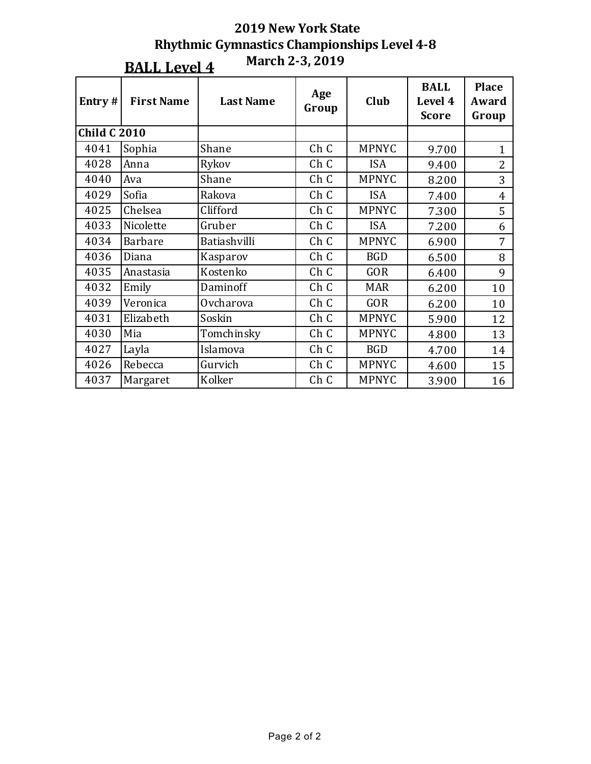# 2019 New York State
## Rhythmic Gymnastics Championships Level 4-8
### March 2-3, 2019

**BALL Level 4**

| Entry # | First Name | Last Name | Age Group | Club | BALL Level 4 Score | Place Award Group |
|---|---|---|---|---|---|---|
| **Child C 2010** | | | | | | |
| 4041 | Sophia | Shane | Ch C | MPNYC | 9.700 | 1 |
| 4028 | Anna | Rykov | Ch C | ISA | 9.400 | 2 |
| 4040 | Ava | Shane | Ch C | MPNYC | 8.200 | 3 |
| 4029 | Sofia | Rakova | Ch C | ISA | 7.400 | 4 |
| 4025 | Chelsea | Clifford | Ch C | MPNYC | 7.300 | 5 |
| 4033 | Nicolette | Gruber | Ch C | ISA | 7.200 | 6 |
| 4034 | Barbare | Batiashvilli | Ch C | MPNYC | 6.900 | 7 |
| 4036 | Diana | Kasparov | Ch C | BGD | 6.500 | 8 |
| 4035 | Anastasia | Kostenko | Ch C | GOR | 6.400 | 9 |
| 4032 | Emily | Daminoff | Ch C | MAR | 6.200 | 10 |
| 4039 | Veronica | Ovcharova | Ch C | GOR | 6.200 | 10 |
| 4031 | Elizabeth | Soskin | Ch C | MPNYC | 5.900 | 12 |
| 4030 | Mia | Tomchinsky | Ch C | MPNYC | 4.800 | 13 |
| 4027 | Layla | Islamova | Ch C | BGD | 4.700 | 14 |
| 4026 | Rebecca | Gurvich | Ch C | MPNYC | 4.600 | 15 |
| 4037 | Margaret | Kolker | Ch C | MPNYC | 3.900 | 16 |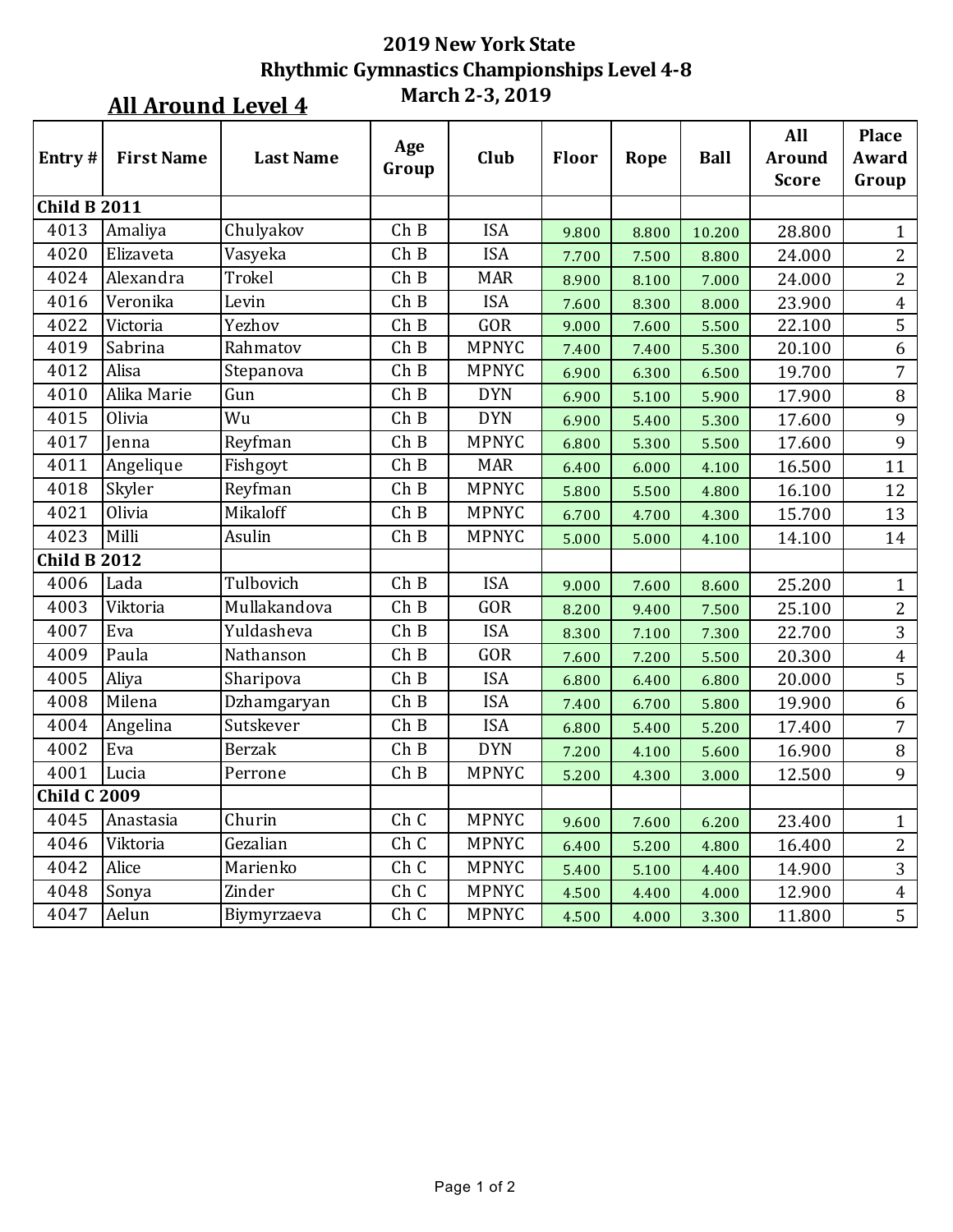# 2019 New York State
## Rhythmic Gymnastics Championships Level 4-8
### March 2-3, 2019

## All Around Level 4

| Entry # | First Name | Last Name | Age Group | Club | Floor | Rope | Ball | All Around Score | Place Award Group |
|---|---|---|---|---|---|---|---|---|---|
| **Child B 2011** | | | | | | | | | |
| 4013 | Amaliya | Chulyakov | Ch B | ISA | 9.800 | 8.800 | 10.200 | 28.800 | 1 |
| 4020 | Elizaveta | Vasyeka | Ch B | ISA | 7.700 | 7.500 | 8.800 | 24.000 | 2 |
| 4024 | Alexandra | Trokel | Ch B | MAR | 8.900 | 8.100 | 7.000 | 24.000 | 2 |
| 4016 | Veronika | Levin | Ch B | ISA | 7.600 | 8.300 | 8.000 | 23.900 | 4 |
| 4022 | Victoria | Yezhov | Ch B | GOR | 9.000 | 7.600 | 5.500 | 22.100 | 5 |
| 4019 | Sabrina | Rahmatov | Ch B | MPNYC | 7.400 | 7.400 | 5.300 | 20.100 | 6 |
| 4012 | Alisa | Stepanova | Ch B | MPNYC | 6.900 | 6.300 | 6.500 | 19.700 | 7 |
| 4010 | Alika Marie | Gun | Ch B | DYN | 6.900 | 5.100 | 5.900 | 17.900 | 8 |
| 4015 | Olivia | Wu | Ch B | DYN | 6.900 | 5.400 | 5.300 | 17.600 | 9 |
| 4017 | Jenna | Reyfman | Ch B | MPNYC | 6.800 | 5.300 | 5.500 | 17.600 | 9 |
| 4011 | Angelique | Fishgoyt | Ch B | MAR | 6.400 | 6.000 | 4.100 | 16.500 | 11 |
| 4018 | Skyler | Reyfman | Ch B | MPNYC | 5.800 | 5.500 | 4.800 | 16.100 | 12 |
| 4021 | Olivia | Mikaloff | Ch B | MPNYC | 6.700 | 4.700 | 4.300 | 15.700 | 13 |
| 4023 | Milli | Asulin | Ch B | MPNYC | 5.000 | 5.000 | 4.100 | 14.100 | 14 |
| **Child B 2012** | | | | | | | | | |
| 4006 | Lada | Tulbovich | Ch B | ISA | 9.000 | 7.600 | 8.600 | 25.200 | 1 |
| 4003 | Viktoria | Mullakandova | Ch B | GOR | 8.200 | 9.400 | 7.500 | 25.100 | 2 |
| 4007 | Eva | Yuldasheva | Ch B | ISA | 8.300 | 7.100 | 7.300 | 22.700 | 3 |
| 4009 | Paula | Nathanson | Ch B | GOR | 7.600 | 7.200 | 5.500 | 20.300 | 4 |
| 4005 | Aliya | Sharipova | Ch B | ISA | 6.800 | 6.400 | 6.800 | 20.000 | 5 |
| 4008 | Milena | Dzhamgaryan | Ch B | ISA | 7.400 | 6.700 | 5.800 | 19.900 | 6 |
| 4004 | Angelina | Sutskever | Ch B | ISA | 6.800 | 5.400 | 5.200 | 17.400 | 7 |
| 4002 | Eva | Berzak | Ch B | DYN | 7.200 | 4.100 | 5.600 | 16.900 | 8 |
| 4001 | Lucia | Perrone | Ch B | MPNYC | 5.200 | 4.300 | 3.000 | 12.500 | 9 |
| **Child C 2009** | | | | | | | | | |
| 4045 | Anastasia | Churin | Ch C | MPNYC | 9.600 | 7.600 | 6.200 | 23.400 | 1 |
| 4046 | Viktoria | Gezalian | Ch C | MPNYC | 6.400 | 5.200 | 4.800 | 16.400 | 2 |
| 4042 | Alice | Marienko | Ch C | MPNYC | 5.400 | 5.100 | 4.400 | 14.900 | 3 |
| 4048 | Sonya | Zinder | Ch C | MPNYC | 4.500 | 4.400 | 4.000 | 12.900 | 4 |
| 4047 | Aelun | Biymyrzaeva | Ch C | MPNYC | 4.500 | 4.000 | 3.300 | 11.800 | 5 |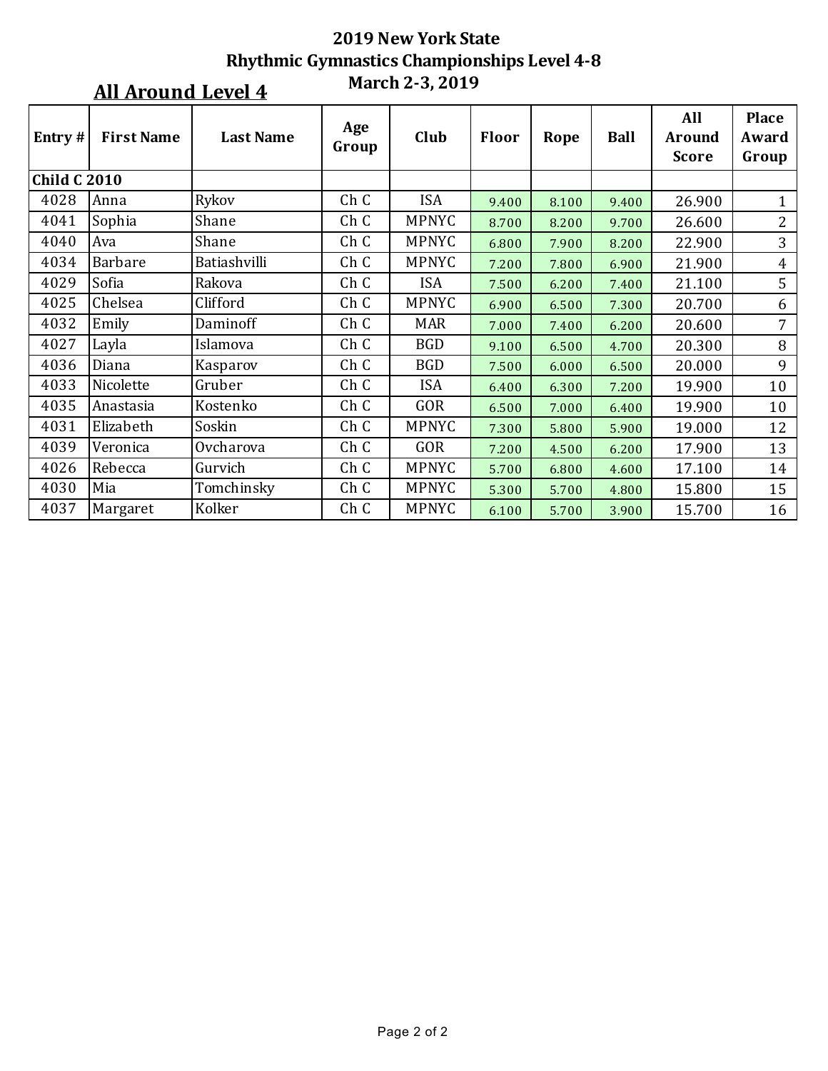# 2019 New York State
# Rhythmic Gymnastics Championships Level 4-8
# March 2-3, 2019

## All Around Level 4

| Entry # | First Name | Last Name | Age Group | Club | Floor | Rope | Ball | All Around Score | Place Award Group |
|---|---|---|---|---|---|---|---|---|---|
| **Child C 2010** | | | | | | | | | |
| 4028 | Anna | Rykov | Ch C | ISA | 9.400 | 8.100 | 9.400 | 26.900 | 1 |
| 4041 | Sophia | Shane | Ch C | MPNYC | 8.700 | 8.200 | 9.700 | 26.600 | 2 |
| 4040 | Ava | Shane | Ch C | MPNYC | 6.800 | 7.900 | 8.200 | 22.900 | 3 |
| 4034 | Barbare | Batiashvilli | Ch C | MPNYC | 7.200 | 7.800 | 6.900 | 21.900 | 4 |
| 4029 | Sofia | Rakova | Ch C | ISA | 7.500 | 6.200 | 7.400 | 21.100 | 5 |
| 4025 | Chelsea | Clifford | Ch C | MPNYC | 6.900 | 6.500 | 7.300 | 20.700 | 6 |
| 4032 | Emily | Daminoff | Ch C | MAR | 7.000 | 7.400 | 6.200 | 20.600 | 7 |
| 4027 | Layla | Islamova | Ch C | BGD | 9.100 | 6.500 | 4.700 | 20.300 | 8 |
| 4036 | Diana | Kasparov | Ch C | BGD | 7.500 | 6.000 | 6.500 | 20.000 | 9 |
| 4033 | Nicolette | Gruber | Ch C | ISA | 6.400 | 6.300 | 7.200 | 19.900 | 10 |
| 4035 | Anastasia | Kostenko | Ch C | GOR | 6.500 | 7.000 | 6.400 | 19.900 | 10 |
| 4031 | Elizabeth | Soskin | Ch C | MPNYC | 7.300 | 5.800 | 5.900 | 19.000 | 12 |
| 4039 | Veronica | Ovcharova | Ch C | GOR | 7.200 | 4.500 | 6.200 | 17.900 | 13 |
| 4026 | Rebecca | Gurvich | Ch C | MPNYC | 5.700 | 6.800 | 4.600 | 17.100 | 14 |
| 4030 | Mia | Tomchinsky | Ch C | MPNYC | 5.300 | 5.700 | 4.800 | 15.800 | 15 |
| 4037 | Margaret | Kolker | Ch C | MPNYC | 6.100 | 5.700 | 3.900 | 15.700 | 16 |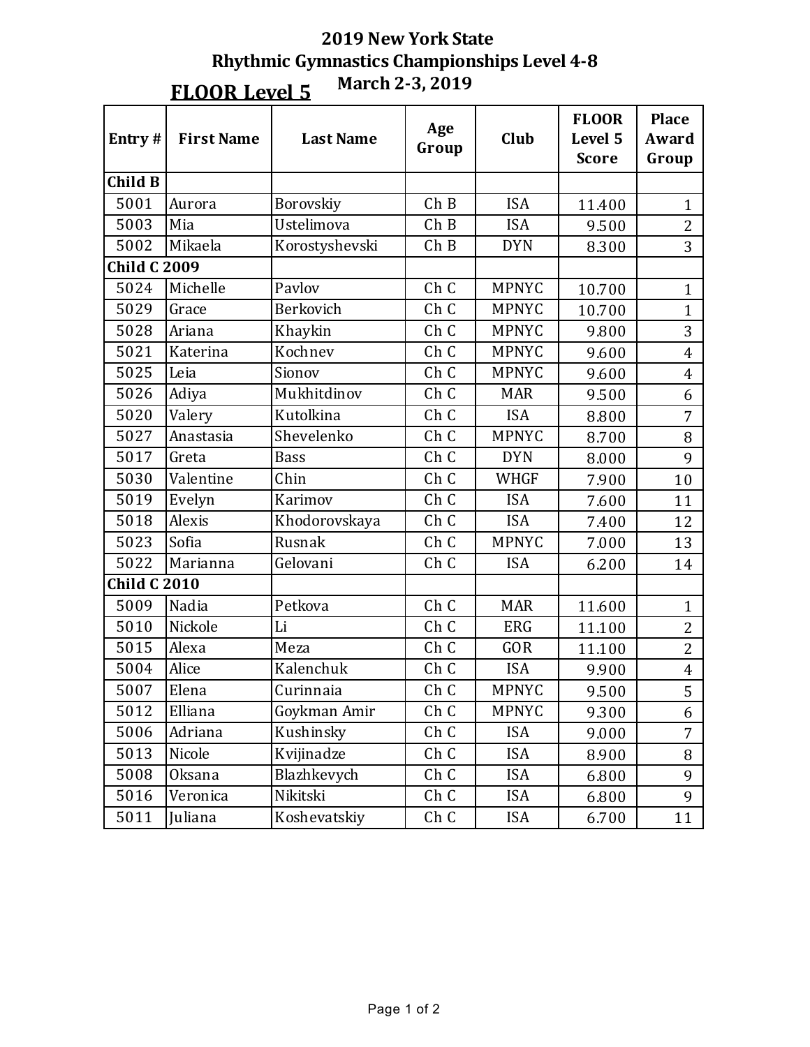# 2019 New York State
# Rhythmic Gymnastics Championships Level 4-8
# March 2-3, 2019

## FLOOR Level 5

| Entry # | First Name | Last Name | Age Group | Club | FLOOR Level 5 Score | Place Award Group |
|---|---|---|---|---|---|---|
| **Child B** | | | | | | |
| 5001 | Aurora | Borovskiy | Ch B | ISA | 11.400 | 1 |
| 5003 | Mia | Ustelimova | Ch B | ISA | 9.500 | 2 |
| 5002 | Mikaela | Korostyshevski | Ch B | DYN | 8.300 | 3 |
| **Child C 2009** | | | | | | |
| 5024 | Michelle | Pavlov | Ch C | MPNYC | 10.700 | 1 |
| 5029 | Grace | Berkovich | Ch C | MPNYC | 10.700 | 1 |
| 5028 | Ariana | Khaykin | Ch C | MPNYC | 9.800 | 3 |
| 5021 | Katerina | Kochnev | Ch C | MPNYC | 9.600 | 4 |
| 5025 | Leia | Sionov | Ch C | MPNYC | 9.600 | 4 |
| 5026 | Adiya | Mukhitdinov | Ch C | MAR | 9.500 | 6 |
| 5020 | Valery | Kutolkina | Ch C | ISA | 8.800 | 7 |
| 5027 | Anastasia | Shevelenko | Ch C | MPNYC | 8.700 | 8 |
| 5017 | Greta | Bass | Ch C | DYN | 8.000 | 9 |
| 5030 | Valentine | Chin | Ch C | WHGF | 7.900 | 10 |
| 5019 | Evelyn | Karimov | Ch C | ISA | 7.600 | 11 |
| 5018 | Alexis | Khodorovskaya | Ch C | ISA | 7.400 | 12 |
| 5023 | Sofia | Rusnak | Ch C | MPNYC | 7.000 | 13 |
| 5022 | Marianna | Gelovani | Ch C | ISA | 6.200 | 14 |
| **Child C 2010** | | | | | | |
| 5009 | Nadia | Petkova | Ch C | MAR | 11.600 | 1 |
| 5010 | Nickole | Li | Ch C | ERG | 11.100 | 2 |
| 5015 | Alexa | Meza | Ch C | GOR | 11.100 | 2 |
| 5004 | Alice | Kalenchuk | Ch C | ISA | 9.900 | 4 |
| 5007 | Elena | Curinnaia | Ch C | MPNYC | 9.500 | 5 |
| 5012 | Elliana | Goykman Amir | Ch C | MPNYC | 9.300 | 6 |
| 5006 | Adriana | Kushinsky | Ch C | ISA | 9.000 | 7 |
| 5013 | Nicole | Kvijinadze | Ch C | ISA | 8.900 | 8 |
| 5008 | Oksana | Blazhkevych | Ch C | ISA | 6.800 | 9 |
| 5016 | Veronica | Nikitski | Ch C | ISA | 6.800 | 9 |
| 5011 | Juliana | Koshevatskiy | Ch C | ISA | 6.700 | 11 |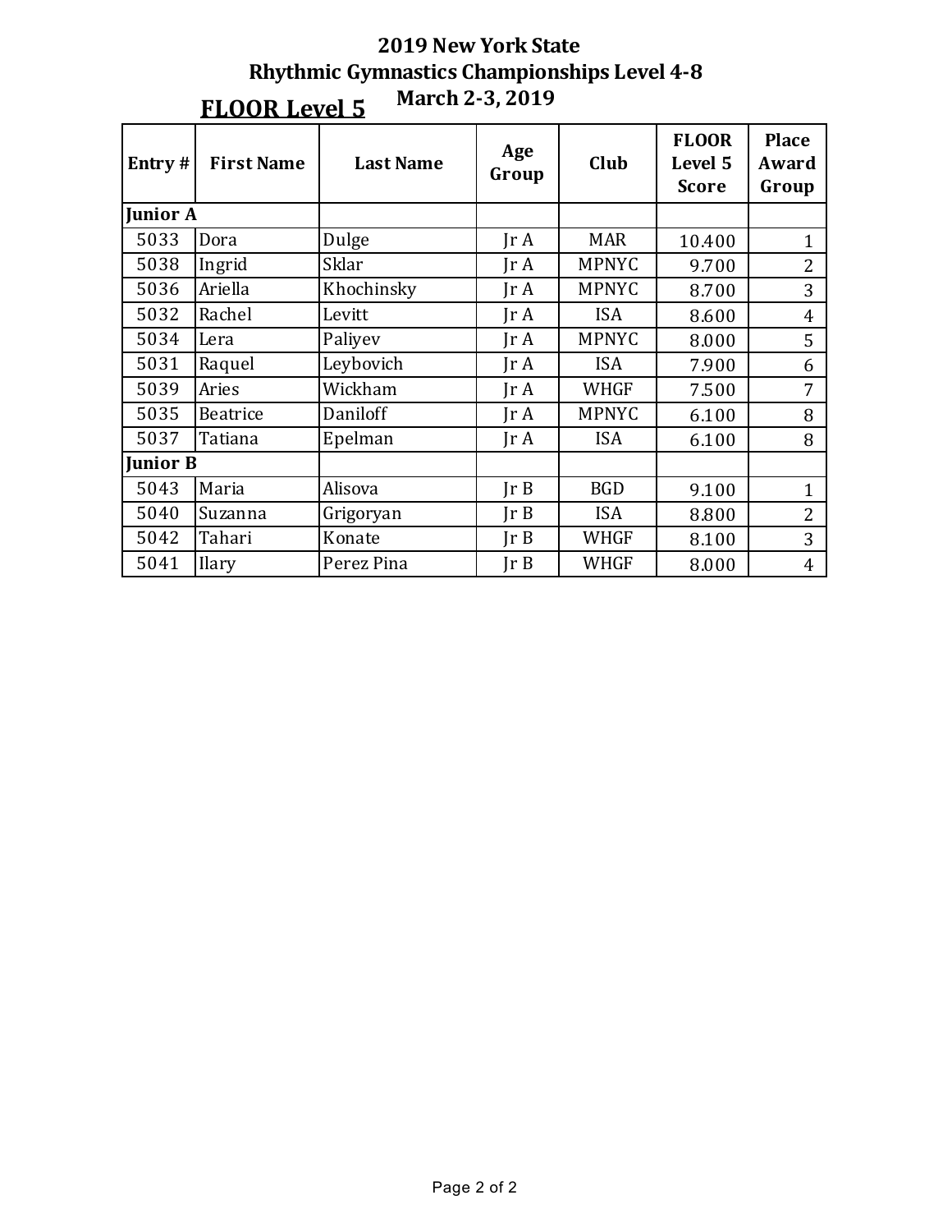# 2019 New York State
# Rhythmic Gymnastics Championships Level 4-8
## March 2-3, 2019

## FLOOR Level 5

| Entry # | First Name | Last Name | Age Group | Club | FLOOR Level 5 Score | Place Award Group |
|---|---|---|---|---|---|---|
| **Junior A** | | | | | | |
| 5033 | Dora | Dulge | Jr A | MAR | 10.400 | 1 |
| 5038 | Ingrid | Sklar | Jr A | MPNYC | 9.700 | 2 |
| 5036 | Ariella | Khochinsky | Jr A | MPNYC | 8.700 | 3 |
| 5032 | Rachel | Levitt | Jr A | ISA | 8.600 | 4 |
| 5034 | Lera | Paliyev | Jr A | MPNYC | 8.000 | 5 |
| 5031 | Raquel | Leybovich | Jr A | ISA | 7.900 | 6 |
| 5039 | Aries | Wickham | Jr A | WHGF | 7.500 | 7 |
| 5035 | Beatrice | Daniloff | Jr A | MPNYC | 6.100 | 8 |
| 5037 | Tatiana | Epelman | Jr A | ISA | 6.100 | 8 |
| **Junior B** | | | | | | |
| 5043 | Maria | Alisova | Jr B | BGD | 9.100 | 1 |
| 5040 | Suzanna | Grigoryan | Jr B | ISA | 8.800 | 2 |
| 5042 | Tahari | Konate | Jr B | WHGF | 8.100 | 3 |
| 5041 | Ilary | Perez Pina | Jr B | WHGF | 8.000 | 4 |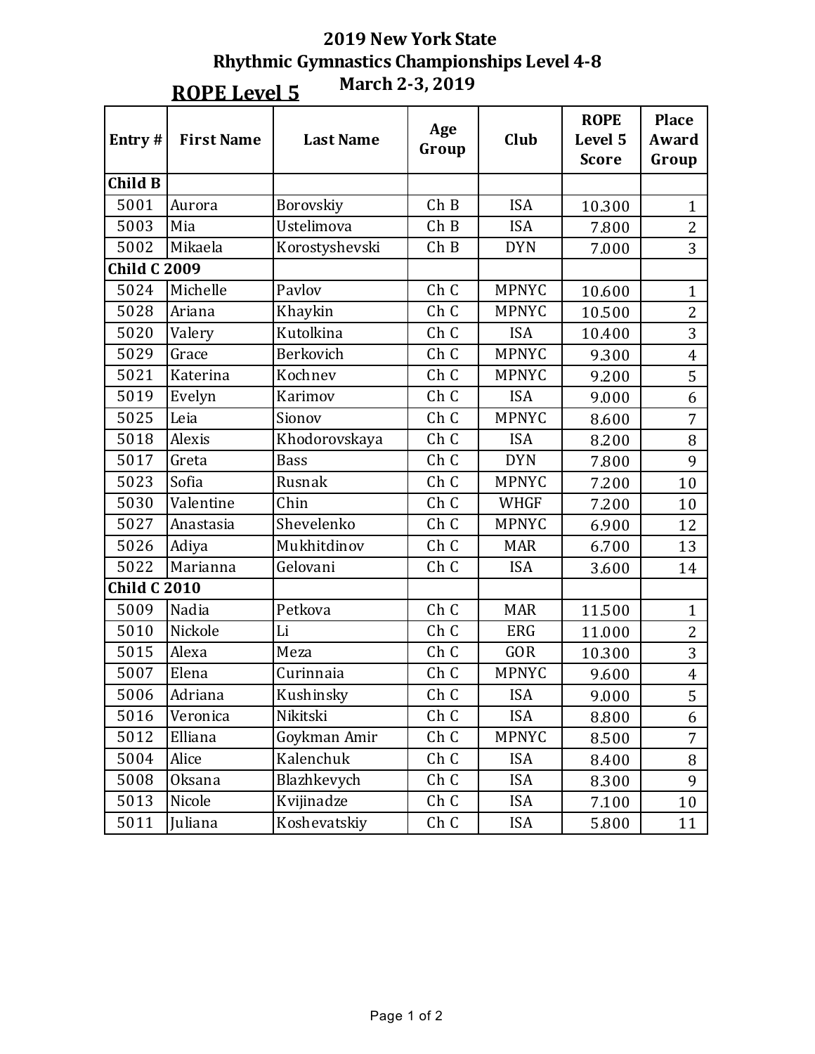# 2019 New York State
## Rhythmic Gymnastics Championships Level 4-8
### March 2-3, 2019

## ROPE Level 5

| Entry # | First Name | Last Name | Age Group | Club | ROPE Level 5 Score | Place Award Group |
|---|---|---|---|---|---|---|
| **Child B** | | | | | | |
| 5001 | Aurora | Borovskiy | Ch B | ISA | 10.300 | 1 |
| 5003 | Mia | Ustelimova | Ch B | ISA | 7.800 | 2 |
| 5002 | Mikaela | Korostyshevski | Ch B | DYN | 7.000 | 3 |
| **Child C 2009** | | | | | | |
| 5024 | Michelle | Pavlov | Ch C | MPNYC | 10.600 | 1 |
| 5028 | Ariana | Khaykin | Ch C | MPNYC | 10.500 | 2 |
| 5020 | Valery | Kutolkina | Ch C | ISA | 10.400 | 3 |
| 5029 | Grace | Berkovich | Ch C | MPNYC | 9.300 | 4 |
| 5021 | Katerina | Kochnev | Ch C | MPNYC | 9.200 | 5 |
| 5019 | Evelyn | Karimov | Ch C | ISA | 9.000 | 6 |
| 5025 | Leia | Sionov | Ch C | MPNYC | 8.600 | 7 |
| 5018 | Alexis | Khodorovskaya | Ch C | ISA | 8.200 | 8 |
| 5017 | Greta | Bass | Ch C | DYN | 7.800 | 9 |
| 5023 | Sofia | Rusnak | Ch C | MPNYC | 7.200 | 10 |
| 5030 | Valentine | Chin | Ch C | WHGF | 7.200 | 10 |
| 5027 | Anastasia | Shevelenko | Ch C | MPNYC | 6.900 | 12 |
| 5026 | Adiya | Mukhitdinov | Ch C | MAR | 6.700 | 13 |
| 5022 | Marianna | Gelovani | Ch C | ISA | 3.600 | 14 |
| **Child C 2010** | | | | | | |
| 5009 | Nadia | Petkova | Ch C | MAR | 11.500 | 1 |
| 5010 | Nickole | Li | Ch C | ERG | 11.000 | 2 |
| 5015 | Alexa | Meza | Ch C | GOR | 10.300 | 3 |
| 5007 | Elena | Curinnaia | Ch C | MPNYC | 9.600 | 4 |
| 5006 | Adriana | Kushinsky | Ch C | ISA | 9.000 | 5 |
| 5016 | Veronica | Nikitski | Ch C | ISA | 8.800 | 6 |
| 5012 | Elliana | Goykman Amir | Ch C | MPNYC | 8.500 | 7 |
| 5004 | Alice | Kalenchuk | Ch C | ISA | 8.400 | 8 |
| 5008 | Oksana | Blazhkevych | Ch C | ISA | 8.300 | 9 |
| 5013 | Nicole | Kvijinadze | Ch C | ISA | 7.100 | 10 |
| 5011 | Juliana | Koshevatskiy | Ch C | ISA | 5.800 | 11 |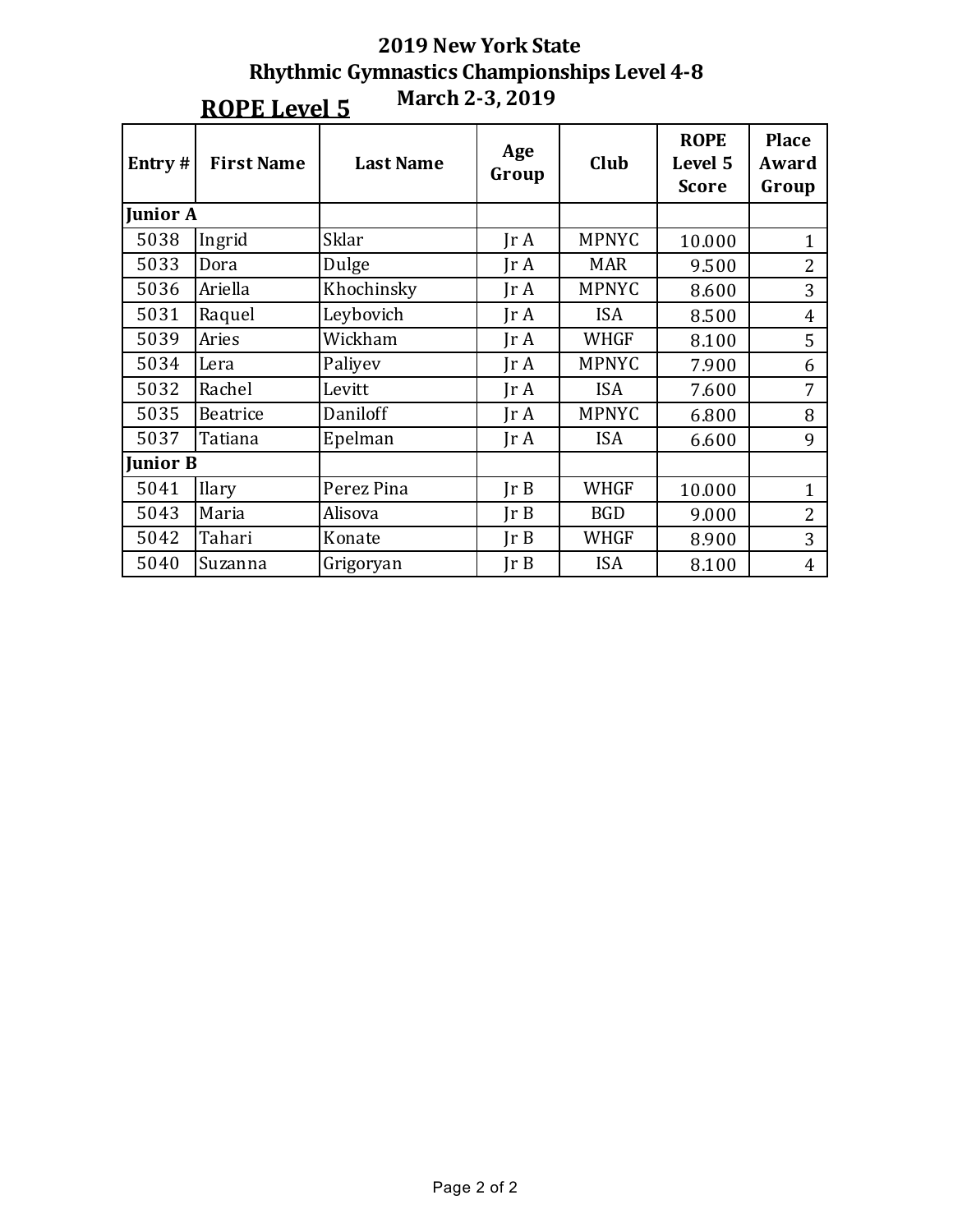# 2019 New York State
# Rhythmic Gymnastics Championships Level 4-8
# March 2-3, 2019

## ROPE Level 5

| Entry # | First Name | Last Name | Age Group | Club | ROPE Level 5 Score | Place Award Group |
|---|---|---|---|---|---|---|
| **Junior A** | | | | | | |
| 5038 | Ingrid | Sklar | Jr A | MPNYC | 10.000 | 1 |
| 5033 | Dora | Dulge | Jr A | MAR | 9.500 | 2 |
| 5036 | Ariella | Khochinsky | Jr A | MPNYC | 8.600 | 3 |
| 5031 | Raquel | Leybovich | Jr A | ISA | 8.500 | 4 |
| 5039 | Aries | Wickham | Jr A | WHGF | 8.100 | 5 |
| 5034 | Lera | Paliyev | Jr A | MPNYC | 7.900 | 6 |
| 5032 | Rachel | Levitt | Jr A | ISA | 7.600 | 7 |
| 5035 | Beatrice | Daniloff | Jr A | MPNYC | 6.800 | 8 |
| 5037 | Tatiana | Epelman | Jr A | ISA | 6.600 | 9 |
| **Junior B** | | | | | | |
| 5041 | Ilary | Perez Pina | Jr B | WHGF | 10.000 | 1 |
| 5043 | Maria | Alisova | Jr B | BGD | 9.000 | 2 |
| 5042 | Tahari | Konate | Jr B | WHGF | 8.900 | 3 |
| 5040 | Suzanna | Grigoryan | Jr B | ISA | 8.100 | 4 |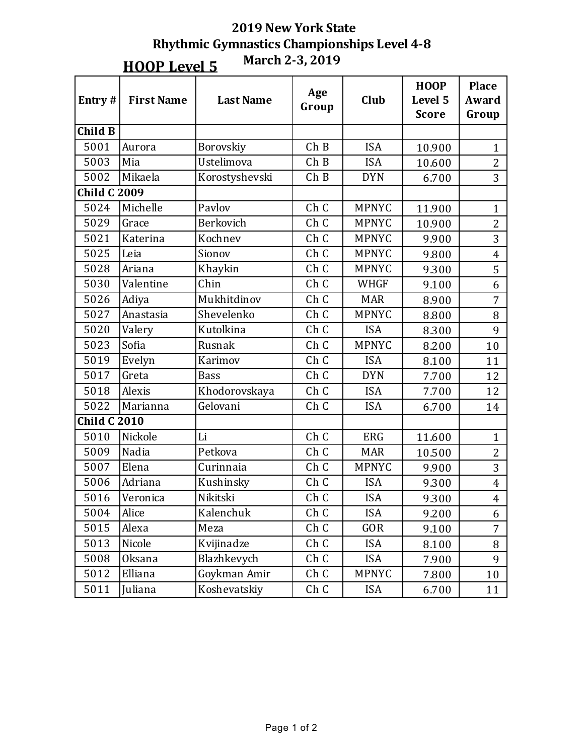# 2019 New York State
## Rhythmic Gymnastics Championships Level 4-8
### March 2-3, 2019

## HOOP Level 5

| Entry # | First Name | Last Name | Age Group | Club | HOOP Level 5 Score | Place Award Group |
|---|---|---|---|---|---|---|
| **Child B** | | | | | | |
| 5001 | Aurora | Borovskiy | Ch B | ISA | 10.900 | 1 |
| 5003 | Mia | Ustelimova | Ch B | ISA | 10.600 | 2 |
| 5002 | Mikaela | Korostyshevski | Ch B | DYN | 6.700 | 3 |
| **Child C 2009** | | | | | | |
| 5024 | Michelle | Pavlov | Ch C | MPNYC | 11.900 | 1 |
| 5029 | Grace | Berkovich | Ch C | MPNYC | 10.900 | 2 |
| 5021 | Katerina | Kochnev | Ch C | MPNYC | 9.900 | 3 |
| 5025 | Leia | Sionov | Ch C | MPNYC | 9.800 | 4 |
| 5028 | Ariana | Khaykin | Ch C | MPNYC | 9.300 | 5 |
| 5030 | Valentine | Chin | Ch C | WHGF | 9.100 | 6 |
| 5026 | Adiya | Mukhitdinov | Ch C | MAR | 8.900 | 7 |
| 5027 | Anastasia | Shevelenko | Ch C | MPNYC | 8.800 | 8 |
| 5020 | Valery | Kutolkina | Ch C | ISA | 8.300 | 9 |
| 5023 | Sofia | Rusnak | Ch C | MPNYC | 8.200 | 10 |
| 5019 | Evelyn | Karimov | Ch C | ISA | 8.100 | 11 |
| 5017 | Greta | Bass | Ch C | DYN | 7.700 | 12 |
| 5018 | Alexis | Khodorovskaya | Ch C | ISA | 7.700 | 12 |
| 5022 | Marianna | Gelovani | Ch C | ISA | 6.700 | 14 |
| **Child C 2010** | | | | | | |
| 5010 | Nickole | Li | Ch C | ERG | 11.600 | 1 |
| 5009 | Nadia | Petkova | Ch C | MAR | 10.500 | 2 |
| 5007 | Elena | Curinnaia | Ch C | MPNYC | 9.900 | 3 |
| 5006 | Adriana | Kushinsky | Ch C | ISA | 9.300 | 4 |
| 5016 | Veronica | Nikitski | Ch C | ISA | 9.300 | 4 |
| 5004 | Alice | Kalenchuk | Ch C | ISA | 9.200 | 6 |
| 5015 | Alexa | Meza | Ch C | GOR | 9.100 | 7 |
| 5013 | Nicole | Kvijinadze | Ch C | ISA | 8.100 | 8 |
| 5008 | Oksana | Blazhkevych | Ch C | ISA | 7.900 | 9 |
| 5012 | Elliana | Goykman Amir | Ch C | MPNYC | 7.800 | 10 |
| 5011 | Juliana | Koshevatskiy | Ch C | ISA | 6.700 | 11 |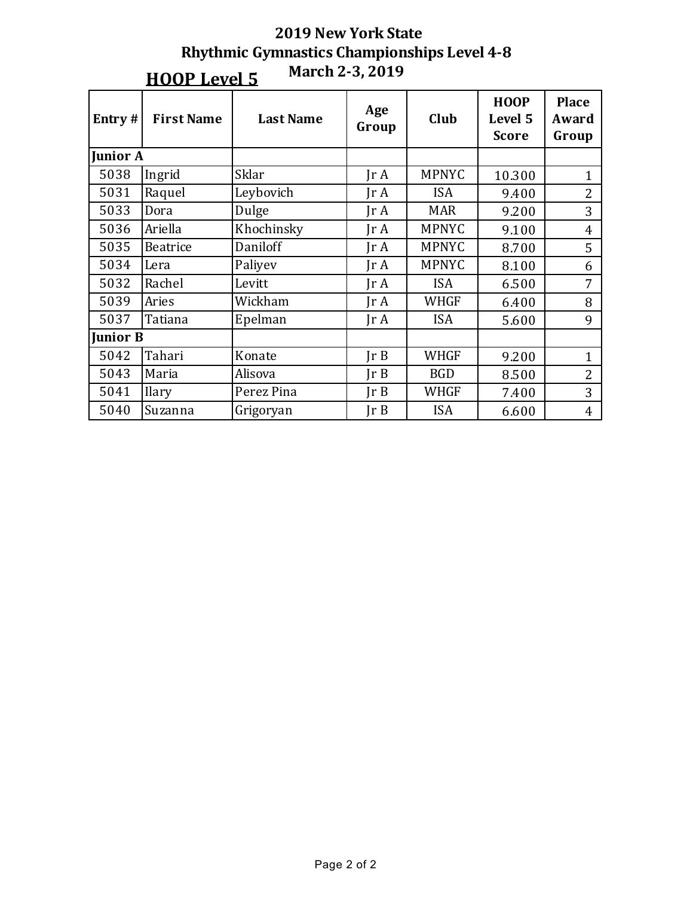# 2019 New York State
## Rhythmic Gymnastics Championships Level 4-8
### March 2-3, 2019

## HOOP Level 5

| Entry # | First Name | Last Name | Age Group | Club | HOOP Level 5 Score | Place Award Group |
|---|---|---|---|---|---|---|
| **Junior A** | | | | | | |
| 5038 | Ingrid | Sklar | Jr A | MPNYC | 10.300 | 1 |
| 5031 | Raquel | Leybovich | Jr A | ISA | 9.400 | 2 |
| 5033 | Dora | Dulge | Jr A | MAR | 9.200 | 3 |
| 5036 | Ariella | Khochinsky | Jr A | MPNYC | 9.100 | 4 |
| 5035 | Beatrice | Daniloff | Jr A | MPNYC | 8.700 | 5 |
| 5034 | Lera | Paliyev | Jr A | MPNYC | 8.100 | 6 |
| 5032 | Rachel | Levitt | Jr A | ISA | 6.500 | 7 |
| 5039 | Aries | Wickham | Jr A | WHGF | 6.400 | 8 |
| 5037 | Tatiana | Epelman | Jr A | ISA | 5.600 | 9 |
| **Junior B** | | | | | | |
| 5042 | Tahari | Konate | Jr B | WHGF | 9.200 | 1 |
| 5043 | Maria | Alisova | Jr B | BGD | 8.500 | 2 |
| 5041 | Ilary | Perez Pina | Jr B | WHGF | 7.400 | 3 |
| 5040 | Suzanna | Grigoryan | Jr B | ISA | 6.600 | 4 |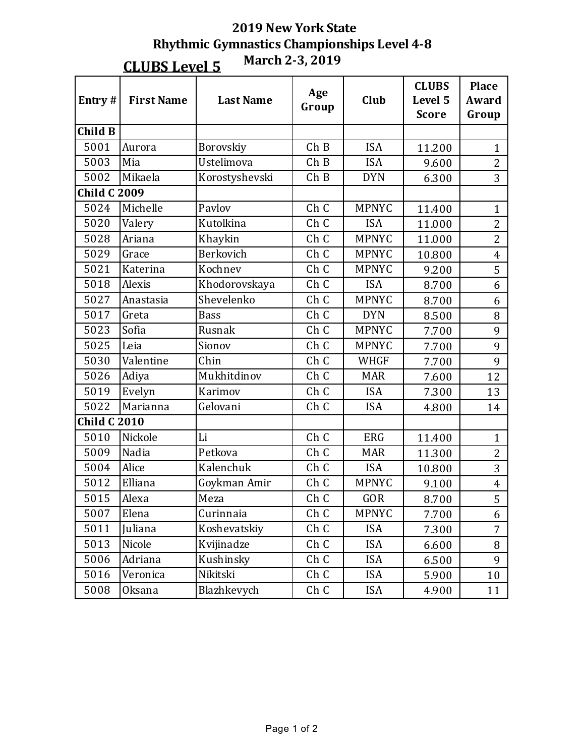# 2019 New York State
# Rhythmic Gymnastics Championships Level 4-8
# March 2-3, 2019

## CLUBS Level 5

| Entry # | First Name | Last Name | Age Group | Club | CLUBS Level 5 Score | Place Award Group |
|---|---|---|---|---|---|---|
| **Child B** | | | | | | |
| 5001 | Aurora | Borovskiy | Ch B | ISA | 11.200 | 1 |
| 5003 | Mia | Ustelimova | Ch B | ISA | 9.600 | 2 |
| 5002 | Mikaela | Korostyshevski | Ch B | DYN | 6.300 | 3 |
| **Child C 2009** | | | | | | |
| 5024 | Michelle | Pavlov | Ch C | MPNYC | 11.400 | 1 |
| 5020 | Valery | Kutolkina | Ch C | ISA | 11.000 | 2 |
| 5028 | Ariana | Khaykin | Ch C | MPNYC | 11.000 | 2 |
| 5029 | Grace | Berkovich | Ch C | MPNYC | 10.800 | 4 |
| 5021 | Katerina | Kochnev | Ch C | MPNYC | 9.200 | 5 |
| 5018 | Alexis | Khodorovskaya | Ch C | ISA | 8.700 | 6 |
| 5027 | Anastasia | Shevelenko | Ch C | MPNYC | 8.700 | 6 |
| 5017 | Greta | Bass | Ch C | DYN | 8.500 | 8 |
| 5023 | Sofia | Rusnak | Ch C | MPNYC | 7.700 | 9 |
| 5025 | Leia | Sionov | Ch C | MPNYC | 7.700 | 9 |
| 5030 | Valentine | Chin | Ch C | WHGF | 7.700 | 9 |
| 5026 | Adiya | Mukhitdinov | Ch C | MAR | 7.600 | 12 |
| 5019 | Evelyn | Karimov | Ch C | ISA | 7.300 | 13 |
| 5022 | Marianna | Gelovani | Ch C | ISA | 4.800 | 14 |
| **Child C 2010** | | | | | | |
| 5010 | Nickole | Li | Ch C | ERG | 11.400 | 1 |
| 5009 | Nadia | Petkova | Ch C | MAR | 11.300 | 2 |
| 5004 | Alice | Kalenchuk | Ch C | ISA | 10.800 | 3 |
| 5012 | Elliana | Goykman Amir | Ch C | MPNYC | 9.100 | 4 |
| 5015 | Alexa | Meza | Ch C | GOR | 8.700 | 5 |
| 5007 | Elena | Curinnaia | Ch C | MPNYC | 7.700 | 6 |
| 5011 | Juliana | Koshevatskiy | Ch C | ISA | 7.300 | 7 |
| 5013 | Nicole | Kvijinadze | Ch C | ISA | 6.600 | 8 |
| 5006 | Adriana | Kushinsky | Ch C | ISA | 6.500 | 9 |
| 5016 | Veronica | Nikitski | Ch C | ISA | 5.900 | 10 |
| 5008 | Oksana | Blazhkevych | Ch C | ISA | 4.900 | 11 |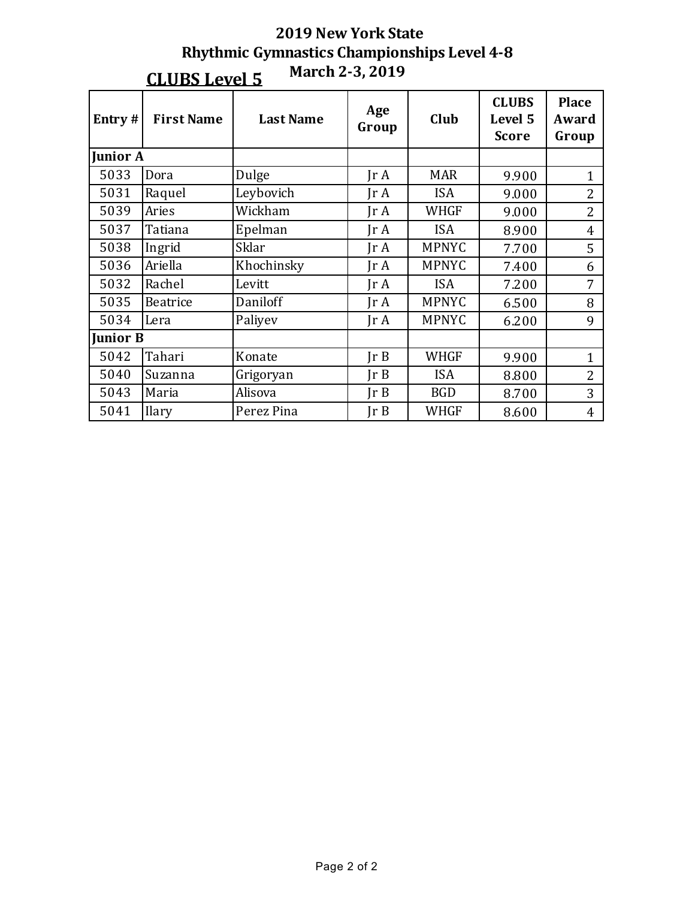# 2019 New York State
## Rhythmic Gymnastics Championships Level 4-8
### March 2-3, 2019

## CLUBS Level 5

| Entry # | First Name | Last Name | Age Group | Club | CLUBS Level 5 Score | Place Award Group |
|---|---|---|---|---|---|---|
| **Junior A** | | | | | | |
| 5033 | Dora | Dulge | Jr A | MAR | 9.900 | 1 |
| 5031 | Raquel | Leybovich | Jr A | ISA | 9.000 | 2 |
| 5039 | Aries | Wickham | Jr A | WHGF | 9.000 | 2 |
| 5037 | Tatiana | Epelman | Jr A | ISA | 8.900 | 4 |
| 5038 | Ingrid | Sklar | Jr A | MPNYC | 7.700 | 5 |
| 5036 | Ariella | Khochinsky | Jr A | MPNYC | 7.400 | 6 |
| 5032 | Rachel | Levitt | Jr A | ISA | 7.200 | 7 |
| 5035 | Beatrice | Daniloff | Jr A | MPNYC | 6.500 | 8 |
| 5034 | Lera | Paliyev | Jr A | MPNYC | 6.200 | 9 |
| **Junior B** | | | | | | |
| 5042 | Tahari | Konate | Jr B | WHGF | 9.900 | 1 |
| 5040 | Suzanna | Grigoryan | Jr B | ISA | 8.800 | 2 |
| 5043 | Maria | Alisova | Jr B | BGD | 8.700 | 3 |
| 5041 | Ilary | Perez Pina | Jr B | WHGF | 8.600 | 4 |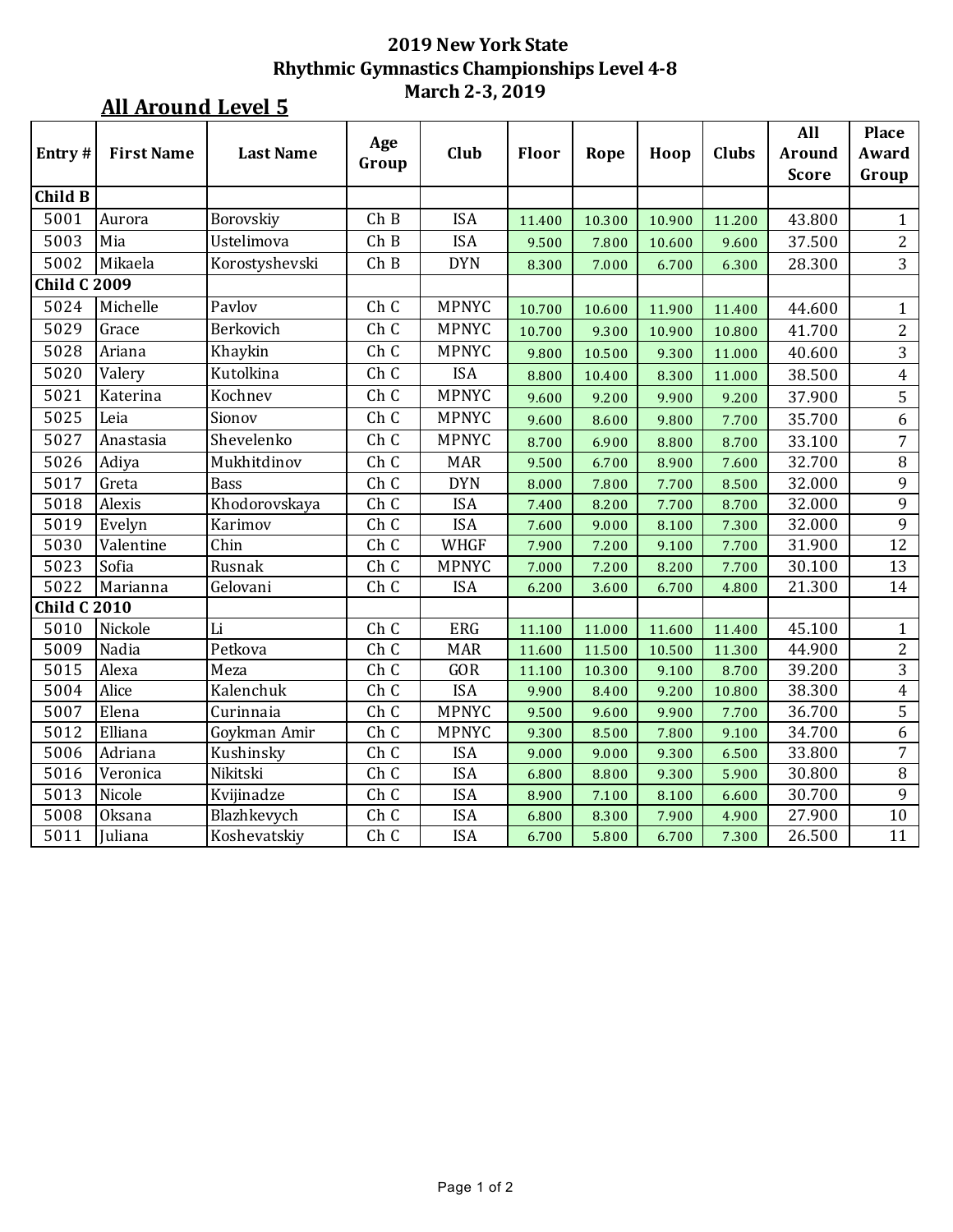# 2019 New York State
# Rhythmic Gymnastics Championships Level 4-8
# March 2-3, 2019

## All Around Level 5

| Entry # | First Name | Last Name | Age Group | Club | Floor | Rope | Hoop | Clubs | All Around Score | Place Award Group |
|---|---|---|---|---|---|---|---|---|---|---|
| **Child B** | | | | | | | | | | |
| 5001 | Aurora | Borovskiy | Ch B | ISA | 11.400 | 10.300 | 10.900 | 11.200 | 43.800 | 1 |
| 5003 | Mia | Ustelimova | Ch B | ISA | 9.500 | 7.800 | 10.600 | 9.600 | 37.500 | 2 |
| 5002 | Mikaela | Korostyshevski | Ch B | DYN | 8.300 | 7.000 | 6.700 | 6.300 | 28.300 | 3 |
| **Child C 2009** | | | | | | | | | | |
| 5024 | Michelle | Pavlov | Ch C | MPNYC | 10.700 | 10.600 | 11.900 | 11.400 | 44.600 | 1 |
| 5029 | Grace | Berkovich | Ch C | MPNYC | 10.700 | 9.300 | 10.900 | 10.800 | 41.700 | 2 |
| 5028 | Ariana | Khaykin | Ch C | MPNYC | 9.800 | 10.500 | 9.300 | 11.000 | 40.600 | 3 |
| 5020 | Valery | Kutolkina | Ch C | ISA | 8.800 | 10.400 | 8.300 | 11.000 | 38.500 | 4 |
| 5021 | Katerina | Kochnev | Ch C | MPNYC | 9.600 | 9.200 | 9.900 | 9.200 | 37.900 | 5 |
| 5025 | Leia | Sionov | Ch C | MPNYC | 9.600 | 8.600 | 9.800 | 7.700 | 35.700 | 6 |
| 5027 | Anastasia | Shevelenko | Ch C | MPNYC | 8.700 | 6.900 | 8.800 | 8.700 | 33.100 | 7 |
| 5026 | Adiya | Mukhitdinov | Ch C | MAR | 9.500 | 6.700 | 8.900 | 7.600 | 32.700 | 8 |
| 5017 | Greta | Bass | Ch C | DYN | 8.000 | 7.800 | 7.700 | 8.500 | 32.000 | 9 |
| 5018 | Alexis | Khodorovskaya | Ch C | ISA | 7.400 | 8.200 | 7.700 | 8.700 | 32.000 | 9 |
| 5019 | Evelyn | Karimov | Ch C | ISA | 7.600 | 9.000 | 8.100 | 7.300 | 32.000 | 9 |
| 5030 | Valentine | Chin | Ch C | WHGF | 7.900 | 7.200 | 9.100 | 7.700 | 31.900 | 12 |
| 5023 | Sofia | Rusnak | Ch C | MPNYC | 7.000 | 7.200 | 8.200 | 7.700 | 30.100 | 13 |
| 5022 | Marianna | Gelovani | Ch C | ISA | 6.200 | 3.600 | 6.700 | 4.800 | 21.300 | 14 |
| **Child C 2010** | | | | | | | | | | |
| 5010 | Nickole | Li | Ch C | ERG | 11.100 | 11.000 | 11.600 | 11.400 | 45.100 | 1 |
| 5009 | Nadia | Petkova | Ch C | MAR | 11.600 | 11.500 | 10.500 | 11.300 | 44.900 | 2 |
| 5015 | Alexa | Meza | Ch C | GOR | 11.100 | 10.300 | 9.100 | 8.700 | 39.200 | 3 |
| 5004 | Alice | Kalenchuk | Ch C | ISA | 9.900 | 8.400 | 9.200 | 10.800 | 38.300 | 4 |
| 5007 | Elena | Curinnaia | Ch C | MPNYC | 9.500 | 9.600 | 9.900 | 7.700 | 36.700 | 5 |
| 5012 | Elliana | Goykman Amir | Ch C | MPNYC | 9.300 | 8.500 | 7.800 | 9.100 | 34.700 | 6 |
| 5006 | Adriana | Kushinsky | Ch C | ISA | 9.000 | 9.000 | 9.300 | 6.500 | 33.800 | 7 |
| 5016 | Veronica | Nikitski | Ch C | ISA | 6.800 | 8.800 | 9.300 | 5.900 | 30.800 | 8 |
| 5013 | Nicole | Kvijinadze | Ch C | ISA | 8.900 | 7.100 | 8.100 | 6.600 | 30.700 | 9 |
| 5008 | Oksana | Blazhkevych | Ch C | ISA | 6.800 | 8.300 | 7.900 | 4.900 | 27.900 | 10 |
| 5011 | Juliana | Koshevatskiy | Ch C | ISA | 6.700 | 5.800 | 6.700 | 7.300 | 26.500 | 11 |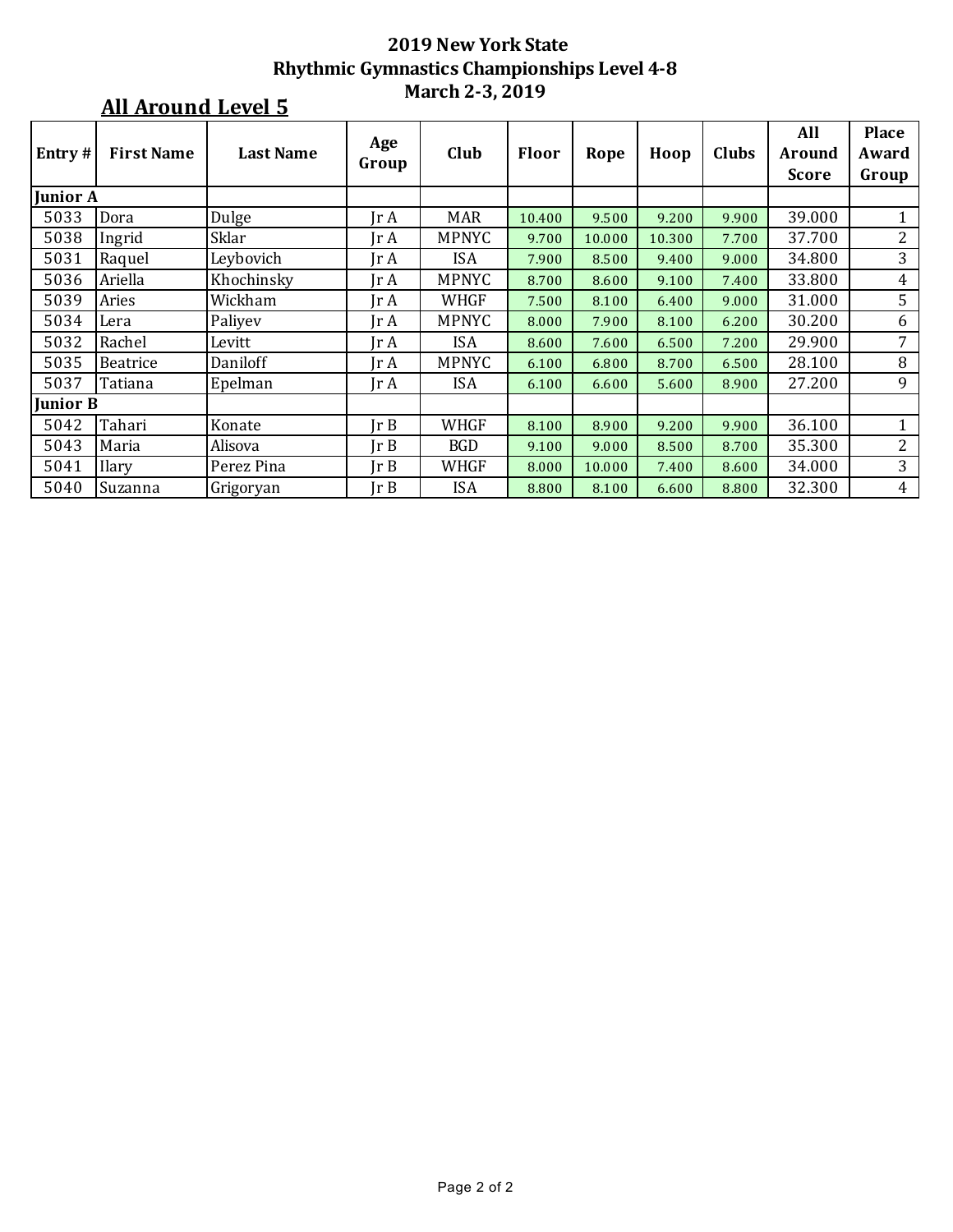## 2019 New York State
## Rhythmic Gymnastics Championships Level 4-8
## March 2-3, 2019

### All Around Level 5

| Entry # | First Name | Last Name | Age Group | Club | Floor | Rope | Hoop | Clubs | All Around Score | Place Award Group |
|---|---|---|---|---|---|---|---|---|---|---|
| **Junior A** | | | | | | | | | | |
| 5033 | Dora | Dulge | Jr A | MAR | 10.400 | 9.500 | 9.200 | 9.900 | 39.000 | 1 |
| 5038 | Ingrid | Sklar | Jr A | MPNYC | 9.700 | 10.000 | 10.300 | 7.700 | 37.700 | 2 |
| 5031 | Raquel | Leybovich | Jr A | ISA | 7.900 | 8.500 | 9.400 | 9.000 | 34.800 | 3 |
| 5036 | Ariella | Khochinsky | Jr A | MPNYC | 8.700 | 8.600 | 9.100 | 7.400 | 33.800 | 4 |
| 5039 | Aries | Wickham | Jr A | WHGF | 7.500 | 8.100 | 6.400 | 9.000 | 31.000 | 5 |
| 5034 | Lera | Paliyev | Jr A | MPNYC | 8.000 | 7.900 | 8.100 | 6.200 | 30.200 | 6 |
| 5032 | Rachel | Levitt | Jr A | ISA | 8.600 | 7.600 | 6.500 | 7.200 | 29.900 | 7 |
| 5035 | Beatrice | Daniloff | Jr A | MPNYC | 6.100 | 6.800 | 8.700 | 6.500 | 28.100 | 8 |
| 5037 | Tatiana | Epelman | Jr A | ISA | 6.100 | 6.600 | 5.600 | 8.900 | 27.200 | 9 |
| **Junior B** | | | | | | | | | | |
| 5042 | Tahari | Konate | Jr B | WHGF | 8.100 | 8.900 | 9.200 | 9.900 | 36.100 | 1 |
| 5043 | Maria | Alisova | Jr B | BGD | 9.100 | 9.000 | 8.500 | 8.700 | 35.300 | 2 |
| 5041 | Ilary | Perez Pina | Jr B | WHGF | 8.000 | 10.000 | 7.400 | 8.600 | 34.000 | 3 |
| 5040 | Suzanna | Grigoryan | Jr B | ISA | 8.800 | 8.100 | 6.600 | 8.800 | 32.300 | 4 |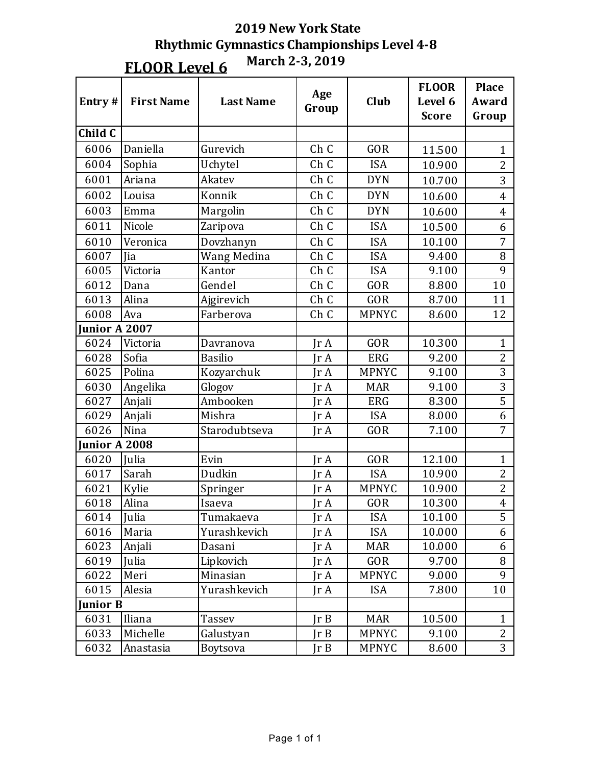# 2019 New York State
# Rhythmic Gymnastics Championships Level 4-8
# March 2-3, 2019

## FLOOR Level 6

| Entry # | First Name | Last Name | Age Group | Club | FLOOR Level 6 Score | Place Award Group |
|---|---|---|---|---|---|---|
| **Child C** | | | | | | |
| 6006 | Daniella | Gurevich | Ch C | GOR | 11.500 | 1 |
| 6004 | Sophia | Uchytel | Ch C | ISA | 10.900 | 2 |
| 6001 | Ariana | Akatev | Ch C | DYN | 10.700 | 3 |
| 6002 | Louisa | Konnik | Ch C | DYN | 10.600 | 4 |
| 6003 | Emma | Margolin | Ch C | DYN | 10.600 | 4 |
| 6011 | Nicole | Zaripova | Ch C | ISA | 10.500 | 6 |
| 6010 | Veronica | Dovzhanyn | Ch C | ISA | 10.100 | 7 |
| 6007 | Jia | Wang Medina | Ch C | ISA | 9.400 | 8 |
| 6005 | Victoria | Kantor | Ch C | ISA | 9.100 | 9 |
| 6012 | Dana | Gendel | Ch C | GOR | 8.800 | 10 |
| 6013 | Alina | Ajgirevich | Ch C | GOR | 8.700 | 11 |
| 6008 | Ava | Farberova | Ch C | MPNYC | 8.600 | 12 |
| **Junior A 2007** | | | | | | |
| 6024 | Victoria | Davranova | Jr A | GOR | 10.300 | 1 |
| 6028 | Sofia | Basilio | Jr A | ERG | 9.200 | 2 |
| 6025 | Polina | Kozyarchuk | Jr A | MPNYC | 9.100 | 3 |
| 6030 | Angelika | Glogov | Jr A | MAR | 9.100 | 3 |
| 6027 | Anjali | Ambooken | Jr A | ERG | 8.300 | 5 |
| 6029 | Anjali | Mishra | Jr A | ISA | 8.000 | 6 |
| 6026 | Nina | Starodubtseva | Jr A | GOR | 7.100 | 7 |
| **Junior A 2008** | | | | | | |
| 6020 | Julia | Evin | Jr A | GOR | 12.100 | 1 |
| 6017 | Sarah | Dudkin | Jr A | ISA | 10.900 | 2 |
| 6021 | Kylie | Springer | Jr A | MPNYC | 10.900 | 2 |
| 6018 | Alina | Isaeva | Jr A | GOR | 10.300 | 4 |
| 6014 | Julia | Tumakaeva | Jr A | ISA | 10.100 | 5 |
| 6016 | Maria | Yurashkevich | Jr A | ISA | 10.000 | 6 |
| 6023 | Anjali | Dasani | Jr A | MAR | 10.000 | 6 |
| 6019 | Julia | Lipkovich | Jr A | GOR | 9.700 | 8 |
| 6022 | Meri | Minasian | Jr A | MPNYC | 9.000 | 9 |
| 6015 | Alesia | Yurashkevich | Jr A | ISA | 7.800 | 10 |
| **Junior B** | | | | | | |
| 6031 | Iliana | Tassev | Jr B | MAR | 10.500 | 1 |
| 6033 | Michelle | Galustyan | Jr B | MPNYC | 9.100 | 2 |
| 6032 | Anastasia | Boytsova | Jr B | MPNYC | 8.600 | 3 |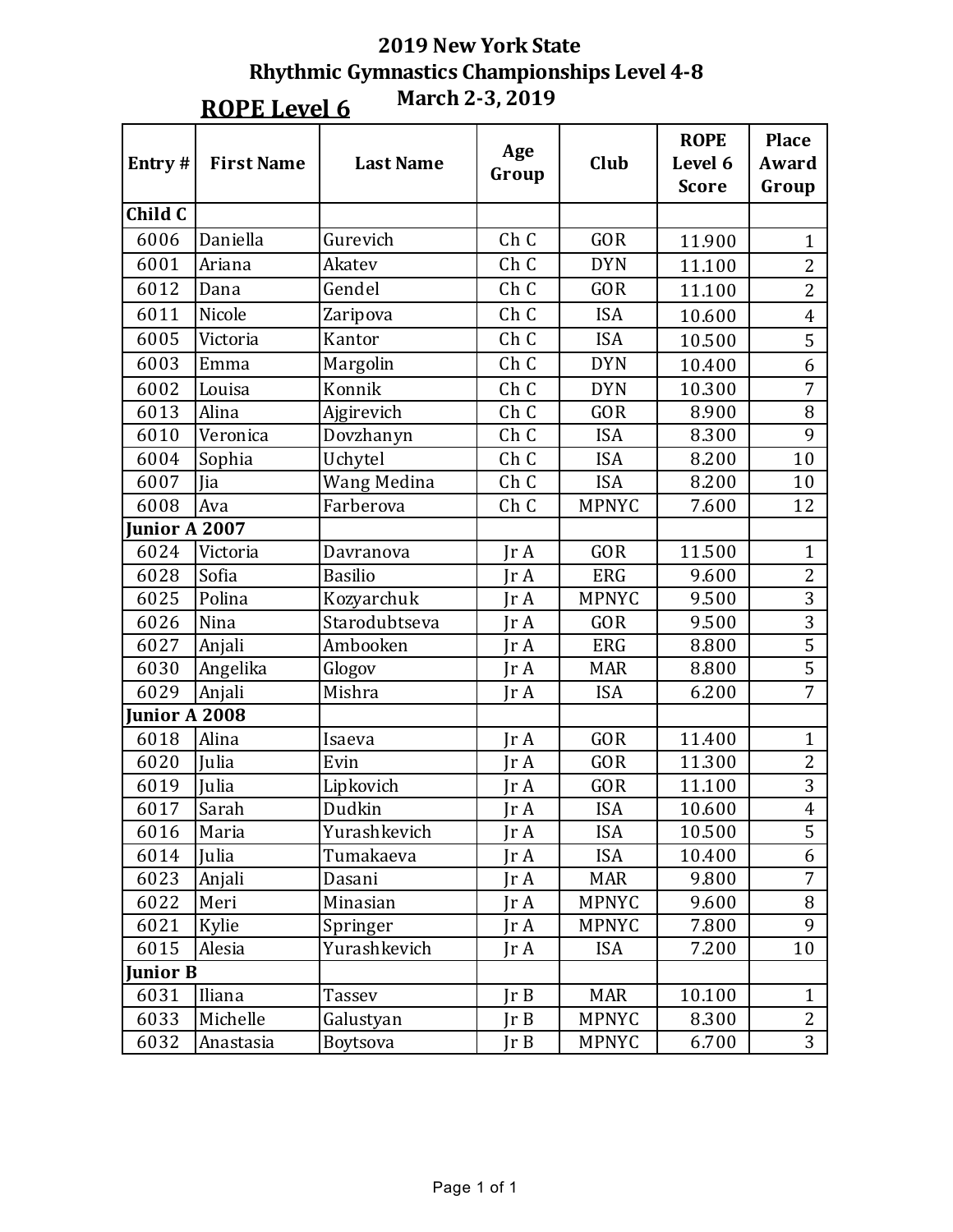# 2019 New York State
# Rhythmic Gymnastics Championships Level 4-8
# March 2-3, 2019

## ROPE Level 6

| Entry # | First Name | Last Name | Age Group | Club | ROPE Level 6 Score | Place Award Group |
|---|---|---|---|---|---|---|
| **Child C** | | | | | | |
| 6006 | Daniella | Gurevich | Ch C | GOR | 11.900 | 1 |
| 6001 | Ariana | Akatev | Ch C | DYN | 11.100 | 2 |
| 6012 | Dana | Gendel | Ch C | GOR | 11.100 | 2 |
| 6011 | Nicole | Zaripova | Ch C | ISA | 10.600 | 4 |
| 6005 | Victoria | Kantor | Ch C | ISA | 10.500 | 5 |
| 6003 | Emma | Margolin | Ch C | DYN | 10.400 | 6 |
| 6002 | Louisa | Konnik | Ch C | DYN | 10.300 | 7 |
| 6013 | Alina | Ajgirevich | Ch C | GOR | 8.900 | 8 |
| 6010 | Veronica | Dovzhanyn | Ch C | ISA | 8.300 | 9 |
| 6004 | Sophia | Uchytel | Ch C | ISA | 8.200 | 10 |
| 6007 | Jia | Wang Medina | Ch C | ISA | 8.200 | 10 |
| 6008 | Ava | Farberova | Ch C | MPNYC | 7.600 | 12 |
| **Junior A 2007** | | | | | | |
| 6024 | Victoria | Davranova | Jr A | GOR | 11.500 | 1 |
| 6028 | Sofia | Basilio | Jr A | ERG | 9.600 | 2 |
| 6025 | Polina | Kozyarchuk | Jr A | MPNYC | 9.500 | 3 |
| 6026 | Nina | Starodubtseva | Jr A | GOR | 9.500 | 3 |
| 6027 | Anjali | Ambooken | Jr A | ERG | 8.800 | 5 |
| 6030 | Angelika | Glogov | Jr A | MAR | 8.800 | 5 |
| 6029 | Anjali | Mishra | Jr A | ISA | 6.200 | 7 |
| **Junior A 2008** | | | | | | |
| 6018 | Alina | Isaeva | Jr A | GOR | 11.400 | 1 |
| 6020 | Julia | Evin | Jr A | GOR | 11.300 | 2 |
| 6019 | Julia | Lipkovich | Jr A | GOR | 11.100 | 3 |
| 6017 | Sarah | Dudkin | Jr A | ISA | 10.600 | 4 |
| 6016 | Maria | Yurashkevich | Jr A | ISA | 10.500 | 5 |
| 6014 | Julia | Tumakaeva | Jr A | ISA | 10.400 | 6 |
| 6023 | Anjali | Dasani | Jr A | MAR | 9.800 | 7 |
| 6022 | Meri | Minasian | Jr A | MPNYC | 9.600 | 8 |
| 6021 | Kylie | Springer | Jr A | MPNYC | 7.800 | 9 |
| 6015 | Alesia | Yurashkevich | Jr A | ISA | 7.200 | 10 |
| **Junior B** | | | | | | |
| 6031 | Iliana | Tassev | Jr B | MAR | 10.100 | 1 |
| 6033 | Michelle | Galustyan | Jr B | MPNYC | 8.300 | 2 |
| 6032 | Anastasia | Boytsova | Jr B | MPNYC | 6.700 | 3 |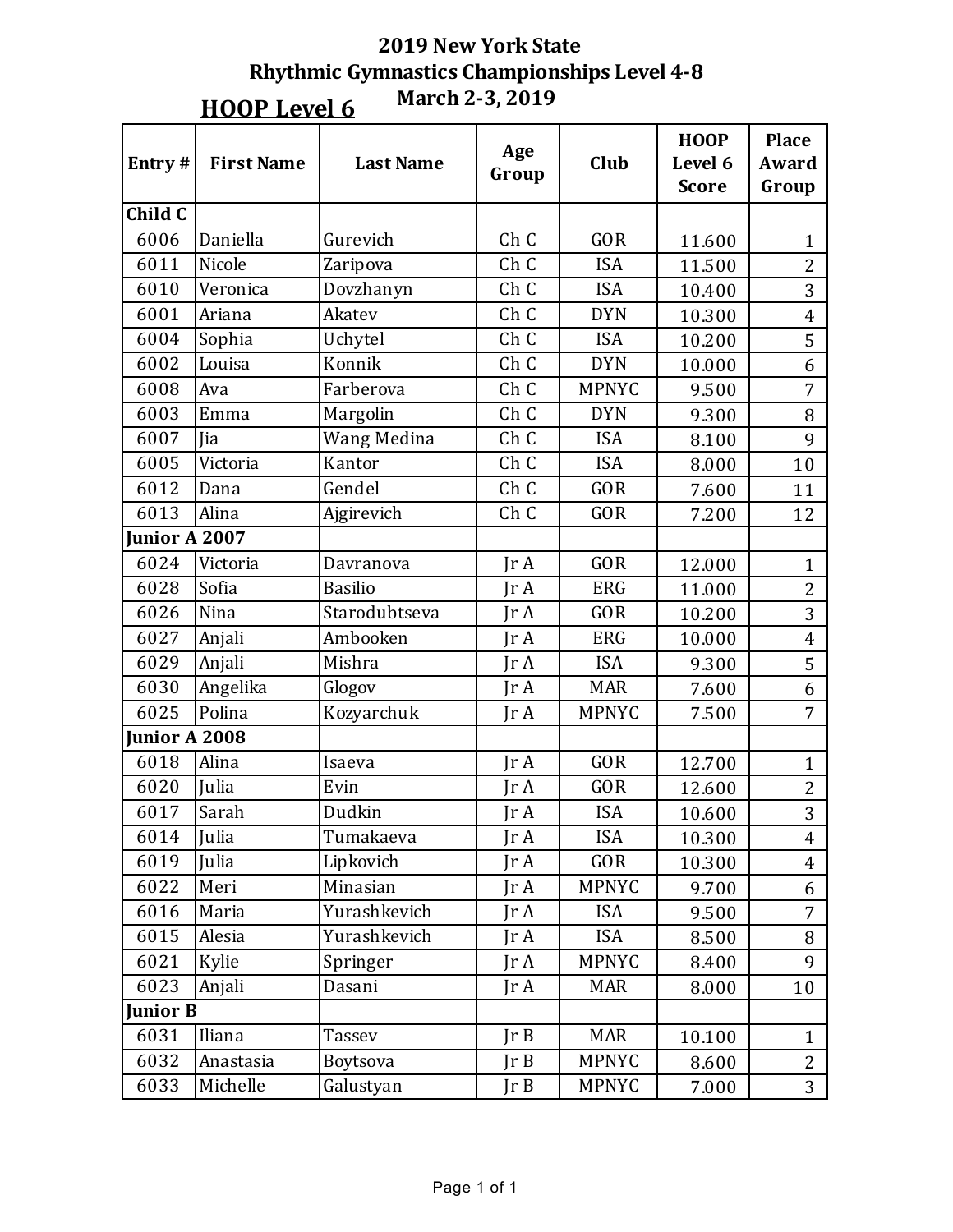# 2019 New York State
## Rhythmic Gymnastics Championships Level 4-8
### March 2-3, 2019

## HOOP Level 6

| Entry # | First Name | Last Name | Age Group | Club | HOOP Level 6 Score | Place Award Group |
|---|---|---|---|---|---|---|
| **Child C** | | | | | | |
| 6006 | Daniella | Gurevich | Ch C | GOR | 11.600 | 1 |
| 6011 | Nicole | Zaripova | Ch C | ISA | 11.500 | 2 |
| 6010 | Veronica | Dovzhanyn | Ch C | ISA | 10.400 | 3 |
| 6001 | Ariana | Akatev | Ch C | DYN | 10.300 | 4 |
| 6004 | Sophia | Uchytel | Ch C | ISA | 10.200 | 5 |
| 6002 | Louisa | Konnik | Ch C | DYN | 10.000 | 6 |
| 6008 | Ava | Farberova | Ch C | MPNYC | 9.500 | 7 |
| 6003 | Emma | Margolin | Ch C | DYN | 9.300 | 8 |
| 6007 | Jia | Wang Medina | Ch C | ISA | 8.100 | 9 |
| 6005 | Victoria | Kantor | Ch C | ISA | 8.000 | 10 |
| 6012 | Dana | Gendel | Ch C | GOR | 7.600 | 11 |
| 6013 | Alina | Ajgirevich | Ch C | GOR | 7.200 | 12 |
| **Junior A 2007** | | | | | | |
| 6024 | Victoria | Davranova | Jr A | GOR | 12.000 | 1 |
| 6028 | Sofia | Basilio | Jr A | ERG | 11.000 | 2 |
| 6026 | Nina | Starodubtseva | Jr A | GOR | 10.200 | 3 |
| 6027 | Anjali | Ambooken | Jr A | ERG | 10.000 | 4 |
| 6029 | Anjali | Mishra | Jr A | ISA | 9.300 | 5 |
| 6030 | Angelika | Glogov | Jr A | MAR | 7.600 | 6 |
| 6025 | Polina | Kozyarchuk | Jr A | MPNYC | 7.500 | 7 |
| **Junior A 2008** | | | | | | |
| 6018 | Alina | Isaeva | Jr A | GOR | 12.700 | 1 |
| 6020 | Julia | Evin | Jr A | GOR | 12.600 | 2 |
| 6017 | Sarah | Dudkin | Jr A | ISA | 10.600 | 3 |
| 6014 | Julia | Tumakaeva | Jr A | ISA | 10.300 | 4 |
| 6019 | Julia | Lipkovich | Jr A | GOR | 10.300 | 4 |
| 6022 | Meri | Minasian | Jr A | MPNYC | 9.700 | 6 |
| 6016 | Maria | Yurashkevich | Jr A | ISA | 9.500 | 7 |
| 6015 | Alesia | Yurashkevich | Jr A | ISA | 8.500 | 8 |
| 6021 | Kylie | Springer | Jr A | MPNYC | 8.400 | 9 |
| 6023 | Anjali | Dasani | Jr A | MAR | 8.000 | 10 |
| **Junior B** | | | | | | |
| 6031 | Iliana | Tassev | Jr B | MAR | 10.100 | 1 |
| 6032 | Anastasia | Boytsova | Jr B | MPNYC | 8.600 | 2 |
| 6033 | Michelle | Galustyan | Jr B | MPNYC | 7.000 | 3 |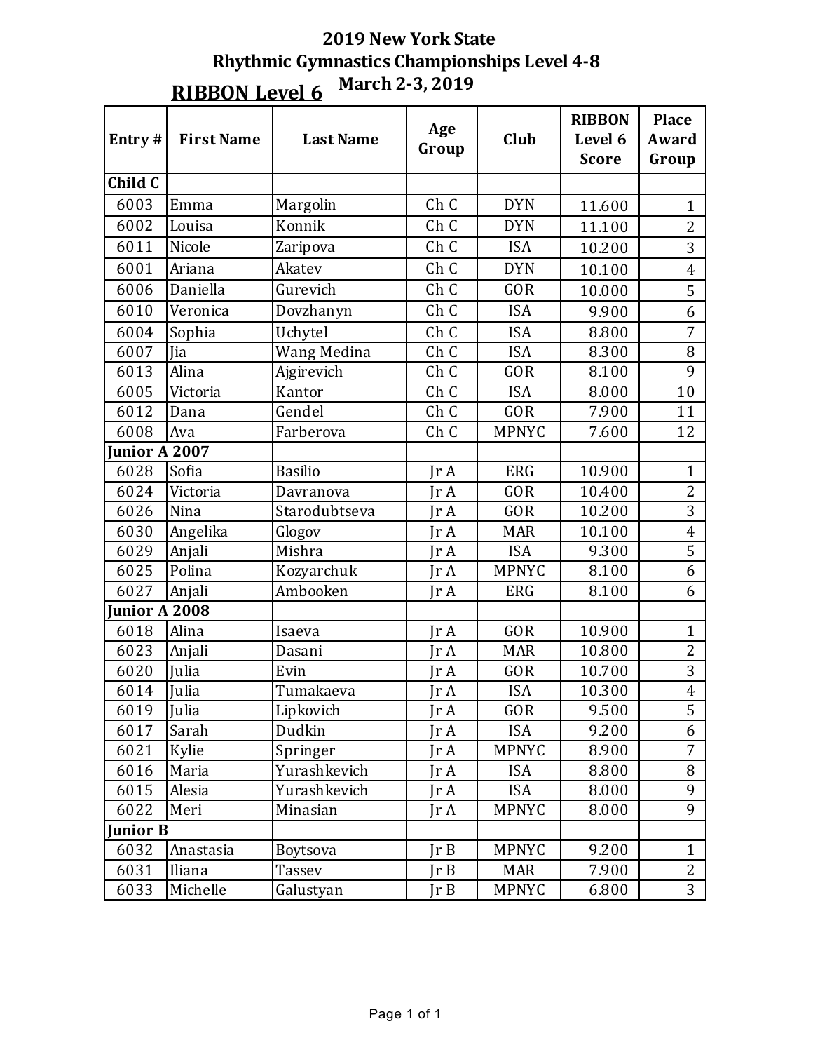# 2019 New York State
# Rhythmic Gymnastics Championships Level 4-8
## March 2-3, 2019

## RIBBON Level 6

| Entry # | First Name | Last Name | Age Group | Club | RIBBON Level 6 Score | Place Award Group |
|---|---|---|---|---|---|---|
| **Child C** | | | | | | |
| 6003 | Emma | Margolin | Ch C | DYN | 11.600 | 1 |
| 6002 | Louisa | Konnik | Ch C | DYN | 11.100 | 2 |
| 6011 | Nicole | Zaripova | Ch C | ISA | 10.200 | 3 |
| 6001 | Ariana | Akatev | Ch C | DYN | 10.100 | 4 |
| 6006 | Daniella | Gurevich | Ch C | GOR | 10.000 | 5 |
| 6010 | Veronica | Dovzhanyn | Ch C | ISA | 9.900 | 6 |
| 6004 | Sophia | Uchytel | Ch C | ISA | 8.800 | 7 |
| 6007 | Jia | Wang Medina | Ch C | ISA | 8.300 | 8 |
| 6013 | Alina | Ajgirevich | Ch C | GOR | 8.100 | 9 |
| 6005 | Victoria | Kantor | Ch C | ISA | 8.000 | 10 |
| 6012 | Dana | Gendel | Ch C | GOR | 7.900 | 11 |
| 6008 | Ava | Farberova | Ch C | MPNYC | 7.600 | 12 |
| **Junior A 2007** | | | | | | |
| 6028 | Sofia | Basilio | Jr A | ERG | 10.900 | 1 |
| 6024 | Victoria | Davranova | Jr A | GOR | 10.400 | 2 |
| 6026 | Nina | Starodubtseva | Jr A | GOR | 10.200 | 3 |
| 6030 | Angelika | Glogov | Jr A | MAR | 10.100 | 4 |
| 6029 | Anjali | Mishra | Jr A | ISA | 9.300 | 5 |
| 6025 | Polina | Kozyarchuk | Jr A | MPNYC | 8.100 | 6 |
| 6027 | Anjali | Ambooken | Jr A | ERG | 8.100 | 6 |
| **Junior A 2008** | | | | | | |
| 6018 | Alina | Isaeva | Jr A | GOR | 10.900 | 1 |
| 6023 | Anjali | Dasani | Jr A | MAR | 10.800 | 2 |
| 6020 | Julia | Evin | Jr A | GOR | 10.700 | 3 |
| 6014 | Julia | Tumakaeva | Jr A | ISA | 10.300 | 4 |
| 6019 | Julia | Lipkovich | Jr A | GOR | 9.500 | 5 |
| 6017 | Sarah | Dudkin | Jr A | ISA | 9.200 | 6 |
| 6021 | Kylie | Springer | Jr A | MPNYC | 8.900 | 7 |
| 6016 | Maria | Yurashkevich | Jr A | ISA | 8.800 | 8 |
| 6015 | Alesia | Yurashkevich | Jr A | ISA | 8.000 | 9 |
| 6022 | Meri | Minasian | Jr A | MPNYC | 8.000 | 9 |
| **Junior B** | | | | | | |
| 6032 | Anastasia | Boytsova | Jr B | MPNYC | 9.200 | 1 |
| 6031 | Iliana | Tassev | Jr B | MAR | 7.900 | 2 |
| 6033 | Michelle | Galustyan | Jr B | MPNYC | 6.800 | 3 |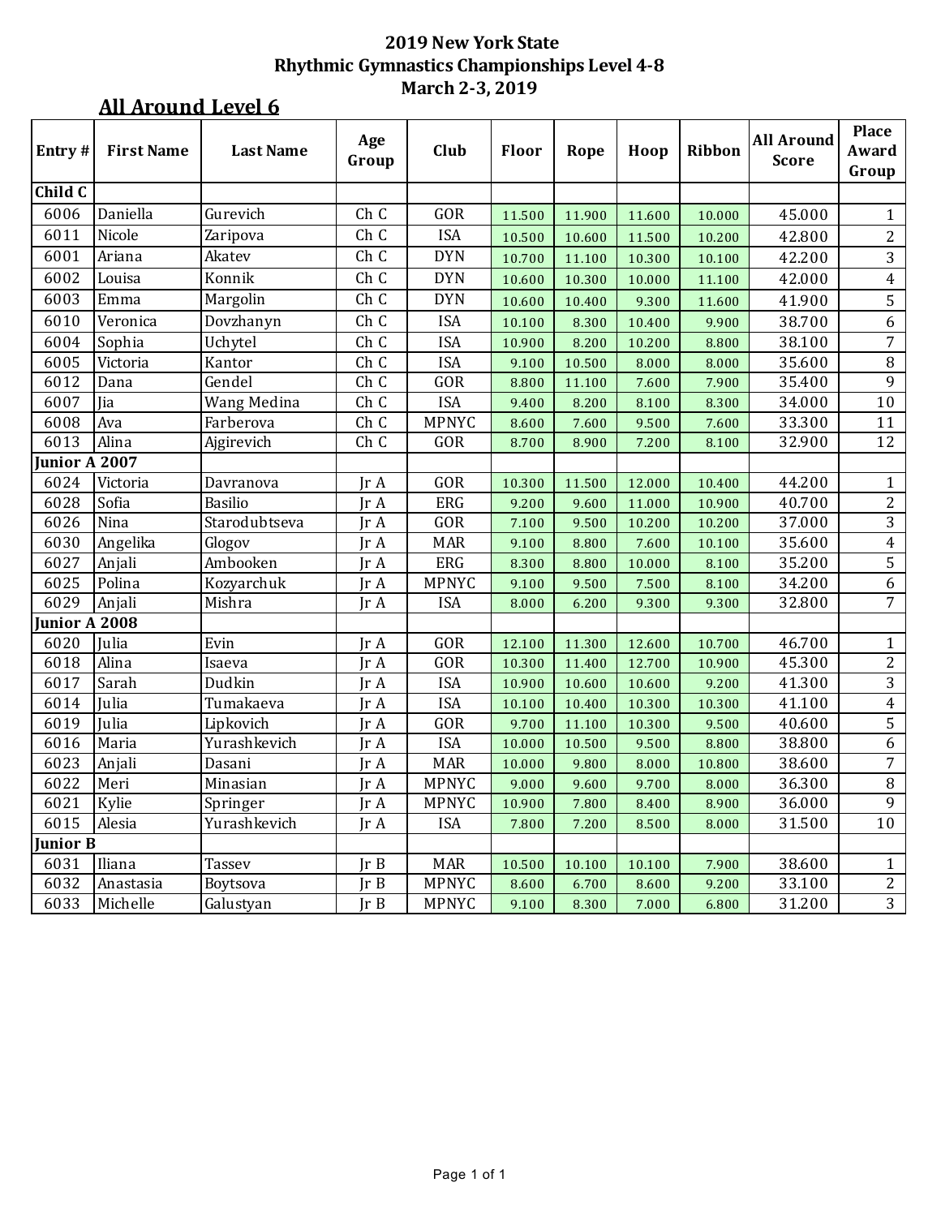# 2019 New York State
# Rhythmic Gymnastics Championships Level 4-8
# March 2-3, 2019

## All Around Level 6

| Entry # | First Name | Last Name | Age Group | Club | Floor | Rope | Hoop | Ribbon | All Around Score | Place Award Group |
|---|---|---|---|---|---|---|---|---|---|---|
| **Child C** | | | | | | | | | | |
| 6006 | Daniella | Gurevich | Ch C | GOR | 11.500 | 11.900 | 11.600 | 10.000 | 45.000 | 1 |
| 6011 | Nicole | Zaripova | Ch C | ISA | 10.500 | 10.600 | 11.500 | 10.200 | 42.800 | 2 |
| 6001 | Ariana | Akatev | Ch C | DYN | 10.700 | 11.100 | 10.300 | 10.100 | 42.200 | 3 |
| 6002 | Louisa | Konnik | Ch C | DYN | 10.600 | 10.300 | 10.000 | 11.100 | 42.000 | 4 |
| 6003 | Emma | Margolin | Ch C | DYN | 10.600 | 10.400 | 9.300 | 11.600 | 41.900 | 5 |
| 6010 | Veronica | Dovzhanyn | Ch C | ISA | 10.100 | 8.300 | 10.400 | 9.900 | 38.700 | 6 |
| 6004 | Sophia | Uchytel | Ch C | ISA | 10.900 | 8.200 | 10.200 | 8.800 | 38.100 | 7 |
| 6005 | Victoria | Kantor | Ch C | ISA | 9.100 | 10.500 | 8.000 | 8.000 | 35.600 | 8 |
| 6012 | Dana | Gendel | Ch C | GOR | 8.800 | 11.100 | 7.600 | 7.900 | 35.400 | 9 |
| 6007 | Jia | Wang Medina | Ch C | ISA | 9.400 | 8.200 | 8.100 | 8.300 | 34.000 | 10 |
| 6008 | Ava | Farberova | Ch C | MPNYC | 8.600 | 7.600 | 9.500 | 7.600 | 33.300 | 11 |
| 6013 | Alina | Ajgirevich | Ch C | GOR | 8.700 | 8.900 | 7.200 | 8.100 | 32.900 | 12 |
| **Junior A 2007** | | | | | | | | | | |
| 6024 | Victoria | Davranova | Jr A | GOR | 10.300 | 11.500 | 12.000 | 10.400 | 44.200 | 1 |
| 6028 | Sofia | Basilio | Jr A | ERG | 9.200 | 9.600 | 11.000 | 10.900 | 40.700 | 2 |
| 6026 | Nina | Starodubtseva | Jr A | GOR | 7.100 | 9.500 | 10.200 | 10.200 | 37.000 | 3 |
| 6030 | Angelika | Glogov | Jr A | MAR | 9.100 | 8.800 | 7.600 | 10.100 | 35.600 | 4 |
| 6027 | Anjali | Ambooken | Jr A | ERG | 8.300 | 8.800 | 10.000 | 8.100 | 35.200 | 5 |
| 6025 | Polina | Kozyarchuk | Jr A | MPNYC | 9.100 | 9.500 | 7.500 | 8.100 | 34.200 | 6 |
| 6029 | Anjali | Mishra | Jr A | ISA | 8.000 | 6.200 | 9.300 | 9.300 | 32.800 | 7 |
| **Junior A 2008** | | | | | | | | | | |
| 6020 | Julia | Evin | Jr A | GOR | 12.100 | 11.300 | 12.600 | 10.700 | 46.700 | 1 |
| 6018 | Alina | Isaeva | Jr A | GOR | 10.300 | 11.400 | 12.700 | 10.900 | 45.300 | 2 |
| 6017 | Sarah | Dudkin | Jr A | ISA | 10.900 | 10.600 | 10.600 | 9.200 | 41.300 | 3 |
| 6014 | Julia | Tumakaeva | Jr A | ISA | 10.100 | 10.400 | 10.300 | 10.300 | 41.100 | 4 |
| 6019 | Julia | Lipkovich | Jr A | GOR | 9.700 | 11.100 | 10.300 | 9.500 | 40.600 | 5 |
| 6016 | Maria | Yurashkevich | Jr A | ISA | 10.000 | 10.500 | 9.500 | 8.800 | 38.800 | 6 |
| 6023 | Anjali | Dasani | Jr A | MAR | 10.000 | 9.800 | 8.000 | 10.800 | 38.600 | 7 |
| 6022 | Meri | Minasian | Jr A | MPNYC | 9.000 | 9.600 | 9.700 | 8.000 | 36.300 | 8 |
| 6021 | Kylie | Springer | Jr A | MPNYC | 10.900 | 7.800 | 8.400 | 8.900 | 36.000 | 9 |
| 6015 | Alesia | Yurashkevich | Jr A | ISA | 7.800 | 7.200 | 8.500 | 8.000 | 31.500 | 10 |
| **Junior B** | | | | | | | | | | |
| 6031 | Iliana | Tassev | Jr B | MAR | 10.500 | 10.100 | 10.100 | 7.900 | 38.600 | 1 |
| 6032 | Anastasia | Boytsova | Jr B | MPNYC | 8.600 | 6.700 | 8.600 | 9.200 | 33.100 | 2 |
| 6033 | Michelle | Galustyan | Jr B | MPNYC | 9.100 | 8.300 | 7.000 | 6.800 | 31.200 | 3 |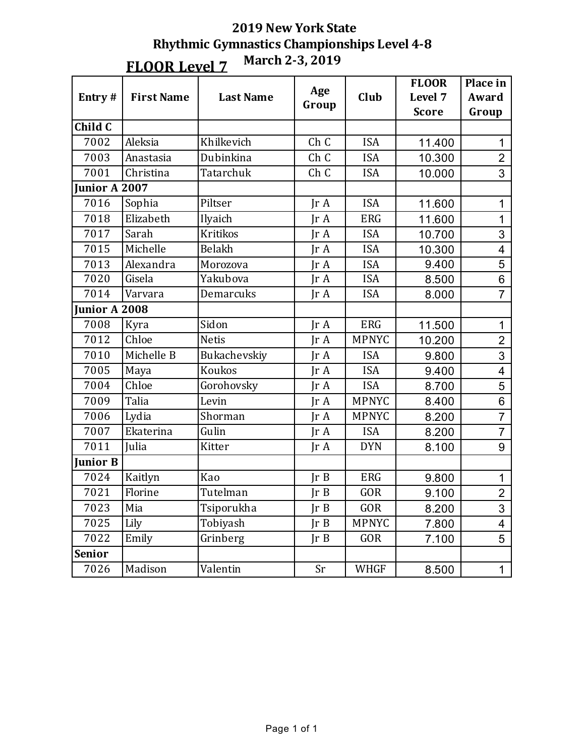# 2019 New York State
# Rhythmic Gymnastics Championships Level 4-8
## March 2-3, 2019

## FLOOR Level 7

| Entry # | First Name | Last Name | Age Group | Club | FLOOR Level 7 Score | Place in Award Group |
|---|---|---|---|---|---|---|
| **Child C** | | | | | | |
| 7002 | Aleksia | Khilkevich | Ch C | ISA | 11.400 | 1 |
| 7003 | Anastasia | Dubinkina | Ch C | ISA | 10.300 | 2 |
| 7001 | Christina | Tatarchuk | Ch C | ISA | 10.000 | 3 |
| **Junior A 2007** | | | | | | |
| 7016 | Sophia | Piltser | Jr A | ISA | 11.600 | 1 |
| 7018 | Elizabeth | Ilyaich | Jr A | ERG | 11.600 | 1 |
| 7017 | Sarah | Kritikos | Jr A | ISA | 10.700 | 3 |
| 7015 | Michelle | Belakh | Jr A | ISA | 10.300 | 4 |
| 7013 | Alexandra | Morozova | Jr A | ISA | 9.400 | 5 |
| 7020 | Gisela | Yakubova | Jr A | ISA | 8.500 | 6 |
| 7014 | Varvara | Demarcuks | Jr A | ISA | 8.000 | 7 |
| **Junior A 2008** | | | | | | |
| 7008 | Kyra | Sidon | Jr A | ERG | 11.500 | 1 |
| 7012 | Chloe | Netis | Jr A | MPNYC | 10.200 | 2 |
| 7010 | Michelle B | Bukachevskiy | Jr A | ISA | 9.800 | 3 |
| 7005 | Maya | Koukos | Jr A | ISA | 9.400 | 4 |
| 7004 | Chloe | Gorohovsky | Jr A | ISA | 8.700 | 5 |
| 7009 | Talia | Levin | Jr A | MPNYC | 8.400 | 6 |
| 7006 | Lydia | Shorman | Jr A | MPNYC | 8.200 | 7 |
| 7007 | Ekaterina | Gulin | Jr A | ISA | 8.200 | 7 |
| 7011 | Julia | Kitter | Jr A | DYN | 8.100 | 9 |
| **Junior B** | | | | | | |
| 7024 | Kaitlyn | Kao | Jr B | ERG | 9.800 | 1 |
| 7021 | Florine | Tutelman | Jr B | GOR | 9.100 | 2 |
| 7023 | Mia | Tsiporukha | Jr B | GOR | 8.200 | 3 |
| 7025 | Lily | Tobiyash | Jr B | MPNYC | 7.800 | 4 |
| 7022 | Emily | Grinberg | Jr B | GOR | 7.100 | 5 |
| **Senior** | | | | | | |
| 7026 | Madison | Valentin | Sr | WHGF | 8.500 | 1 |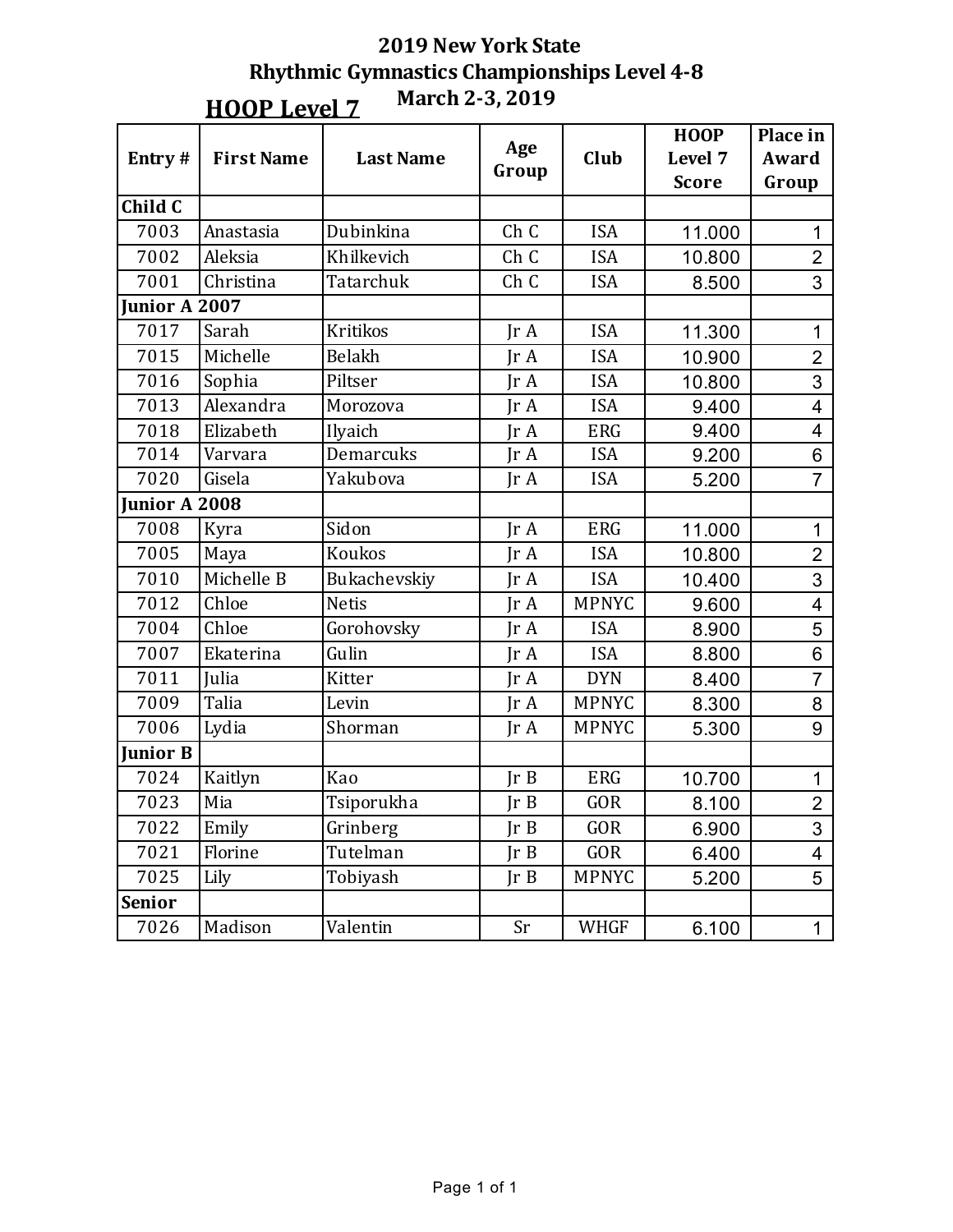# 2019 New York State Rhythmic Gymnastics Championships Level 4-8

## March 2-3, 2019

## HOOP Level 7

| Entry # | First Name | Last Name | Age Group | Club | HOOP Level 7 Score | Place in Award Group |
|---|---|---|---|---|---|---|
| **Child C** | | | | | | |
| 7003 | Anastasia | Dubinkina | Ch C | ISA | 11.000 | 1 |
| 7002 | Aleksia | Khilkevich | Ch C | ISA | 10.800 | 2 |
| 7001 | Christina | Tatarchuk | Ch C | ISA | 8.500 | 3 |
| **Junior A 2007** | | | | | | |
| 7017 | Sarah | Kritikos | Jr A | ISA | 11.300 | 1 |
| 7015 | Michelle | Belakh | Jr A | ISA | 10.900 | 2 |
| 7016 | Sophia | Piltser | Jr A | ISA | 10.800 | 3 |
| 7013 | Alexandra | Morozova | Jr A | ISA | 9.400 | 4 |
| 7018 | Elizabeth | Ilyaich | Jr A | ERG | 9.400 | 4 |
| 7014 | Varvara | Demarcuks | Jr A | ISA | 9.200 | 6 |
| 7020 | Gisela | Yakubova | Jr A | ISA | 5.200 | 7 |
| **Junior A 2008** | | | | | | |
| 7008 | Kyra | Sidon | Jr A | ERG | 11.000 | 1 |
| 7005 | Maya | Koukos | Jr A | ISA | 10.800 | 2 |
| 7010 | Michelle B | Bukachevskiy | Jr A | ISA | 10.400 | 3 |
| 7012 | Chloe | Netis | Jr A | MPNYC | 9.600 | 4 |
| 7004 | Chloe | Gorohovsky | Jr A | ISA | 8.900 | 5 |
| 7007 | Ekaterina | Gulin | Jr A | ISA | 8.800 | 6 |
| 7011 | Julia | Kitter | Jr A | DYN | 8.400 | 7 |
| 7009 | Talia | Levin | Jr A | MPNYC | 8.300 | 8 |
| 7006 | Lydia | Shorman | Jr A | MPNYC | 5.300 | 9 |
| **Junior B** | | | | | | |
| 7024 | Kaitlyn | Kao | Jr B | ERG | 10.700 | 1 |
| 7023 | Mia | Tsiporukha | Jr B | GOR | 8.100 | 2 |
| 7022 | Emily | Grinberg | Jr B | GOR | 6.900 | 3 |
| 7021 | Florine | Tutelman | Jr B | GOR | 6.400 | 4 |
| 7025 | Lily | Tobiyash | Jr B | MPNYC | 5.200 | 5 |
| **Senior** | | | | | | |
| 7026 | Madison | Valentin | Sr | WHGF | 6.100 | 1 |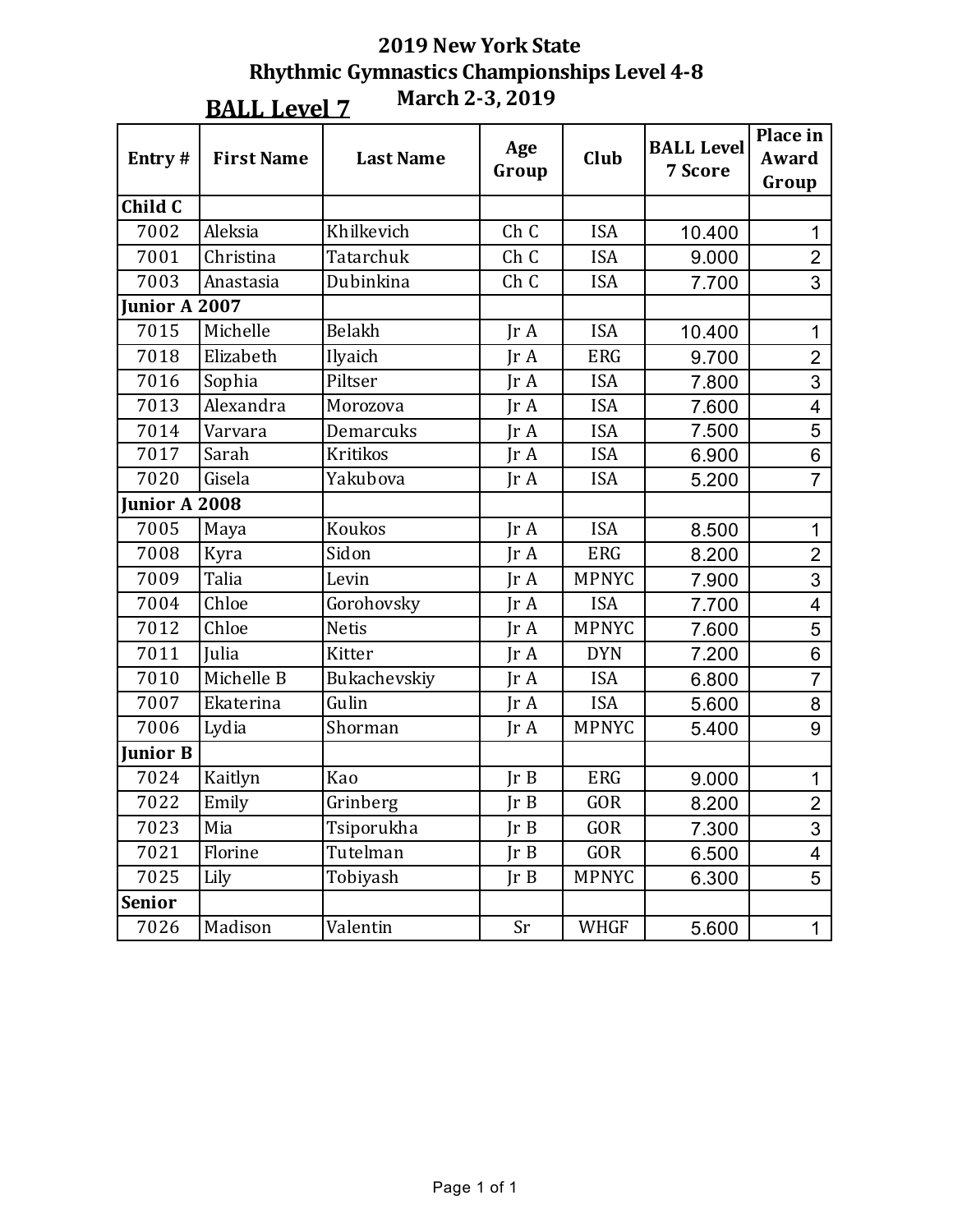# 2019 New York State
## Rhythmic Gymnastics Championships Level 4-8
### March 2-3, 2019

## BALL Level 7

| Entry # | First Name | Last Name | Age Group | Club | BALL Level 7 Score | Place in Award Group |
|---|---|---|---|---|---|---|
| **Child C** | | | | | | |
| 7002 | Aleksia | Khilkevich | Ch C | ISA | 10.400 | 1 |
| 7001 | Christina | Tatarchuk | Ch C | ISA | 9.000 | 2 |
| 7003 | Anastasia | Dubinkina | Ch C | ISA | 7.700 | 3 |
| **Junior A 2007** | | | | | | |
| 7015 | Michelle | Belakh | Jr A | ISA | 10.400 | 1 |
| 7018 | Elizabeth | Ilyaich | Jr A | ERG | 9.700 | 2 |
| 7016 | Sophia | Piltser | Jr A | ISA | 7.800 | 3 |
| 7013 | Alexandra | Morozova | Jr A | ISA | 7.600 | 4 |
| 7014 | Varvara | Demarcuks | Jr A | ISA | 7.500 | 5 |
| 7017 | Sarah | Kritikos | Jr A | ISA | 6.900 | 6 |
| 7020 | Gisela | Yakubova | Jr A | ISA | 5.200 | 7 |
| **Junior A 2008** | | | | | | |
| 7005 | Maya | Koukos | Jr A | ISA | 8.500 | 1 |
| 7008 | Kyra | Sidon | Jr A | ERG | 8.200 | 2 |
| 7009 | Talia | Levin | Jr A | MPNYC | 7.900 | 3 |
| 7004 | Chloe | Gorohovsky | Jr A | ISA | 7.700 | 4 |
| 7012 | Chloe | Netis | Jr A | MPNYC | 7.600 | 5 |
| 7011 | Julia | Kitter | Jr A | DYN | 7.200 | 6 |
| 7010 | Michelle B | Bukachevskiy | Jr A | ISA | 6.800 | 7 |
| 7007 | Ekaterina | Gulin | Jr A | ISA | 5.600 | 8 |
| 7006 | Lydia | Shorman | Jr A | MPNYC | 5.400 | 9 |
| **Junior B** | | | | | | |
| 7024 | Kaitlyn | Kao | Jr B | ERG | 9.000 | 1 |
| 7022 | Emily | Grinberg | Jr B | GOR | 8.200 | 2 |
| 7023 | Mia | Tsiporukha | Jr B | GOR | 7.300 | 3 |
| 7021 | Florine | Tutelman | Jr B | GOR | 6.500 | 4 |
| 7025 | Lily | Tobiyash | Jr B | MPNYC | 6.300 | 5 |
| **Senior** | | | | | | |
| 7026 | Madison | Valentin | Sr | WHGF | 5.600 | 1 |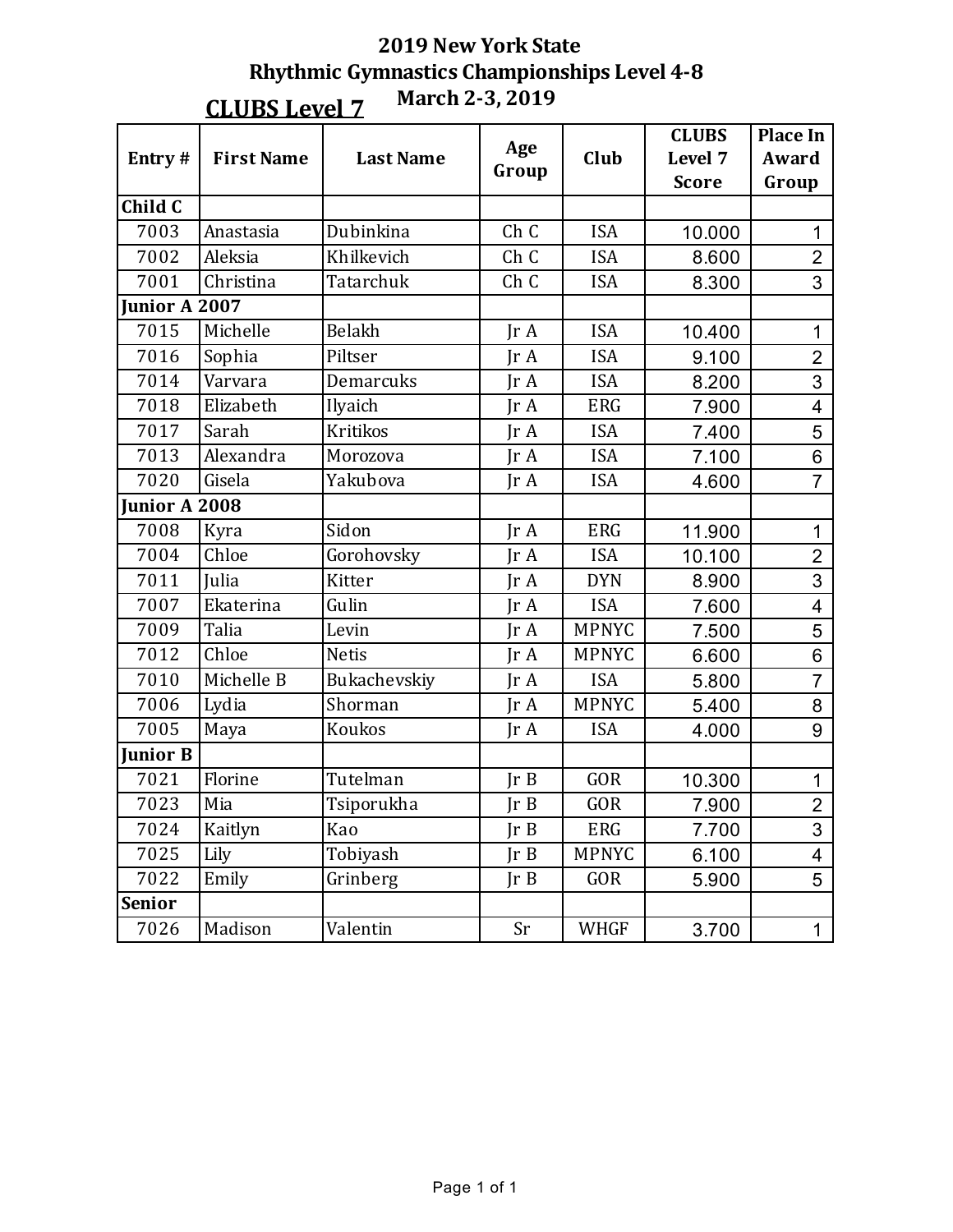# 2019 New York State
## Rhythmic Gymnastics Championships Level 4-8
### March 2-3, 2019

## CLUBS Level 7

| Entry # | First Name | Last Name | Age Group | Club | CLUBS Level 7 Score | Place In Award Group |
|---|---|---|---|---|---|---|
| **Child C** | | | | | | |
| 7003 | Anastasia | Dubinkina | Ch C | ISA | 10.000 | 1 |
| 7002 | Aleksia | Khilkevich | Ch C | ISA | 8.600 | 2 |
| 7001 | Christina | Tatarchuk | Ch C | ISA | 8.300 | 3 |
| **Junior A 2007** | | | | | | |
| 7015 | Michelle | Belakh | Jr A | ISA | 10.400 | 1 |
| 7016 | Sophia | Piltser | Jr A | ISA | 9.100 | 2 |
| 7014 | Varvara | Demarcuks | Jr A | ISA | 8.200 | 3 |
| 7018 | Elizabeth | Ilyaich | Jr A | ERG | 7.900 | 4 |
| 7017 | Sarah | Kritikos | Jr A | ISA | 7.400 | 5 |
| 7013 | Alexandra | Morozova | Jr A | ISA | 7.100 | 6 |
| 7020 | Gisela | Yakubova | Jr A | ISA | 4.600 | 7 |
| **Junior A 2008** | | | | | | |
| 7008 | Kyra | Sidon | Jr A | ERG | 11.900 | 1 |
| 7004 | Chloe | Gorohovsky | Jr A | ISA | 10.100 | 2 |
| 7011 | Julia | Kitter | Jr A | DYN | 8.900 | 3 |
| 7007 | Ekaterina | Gulin | Jr A | ISA | 7.600 | 4 |
| 7009 | Talia | Levin | Jr A | MPNYC | 7.500 | 5 |
| 7012 | Chloe | Netis | Jr A | MPNYC | 6.600 | 6 |
| 7010 | Michelle B | Bukachevskiy | Jr A | ISA | 5.800 | 7 |
| 7006 | Lydia | Shorman | Jr A | MPNYC | 5.400 | 8 |
| 7005 | Maya | Koukos | Jr A | ISA | 4.000 | 9 |
| **Junior B** | | | | | | |
| 7021 | Florine | Tutelman | Jr B | GOR | 10.300 | 1 |
| 7023 | Mia | Tsiporukha | Jr B | GOR | 7.900 | 2 |
| 7024 | Kaitlyn | Kao | Jr B | ERG | 7.700 | 3 |
| 7025 | Lily | Tobiyash | Jr B | MPNYC | 6.100 | 4 |
| 7022 | Emily | Grinberg | Jr B | GOR | 5.900 | 5 |
| **Senior** | | | | | | |
| 7026 | Madison | Valentin | Sr | WHGF | 3.700 | 1 |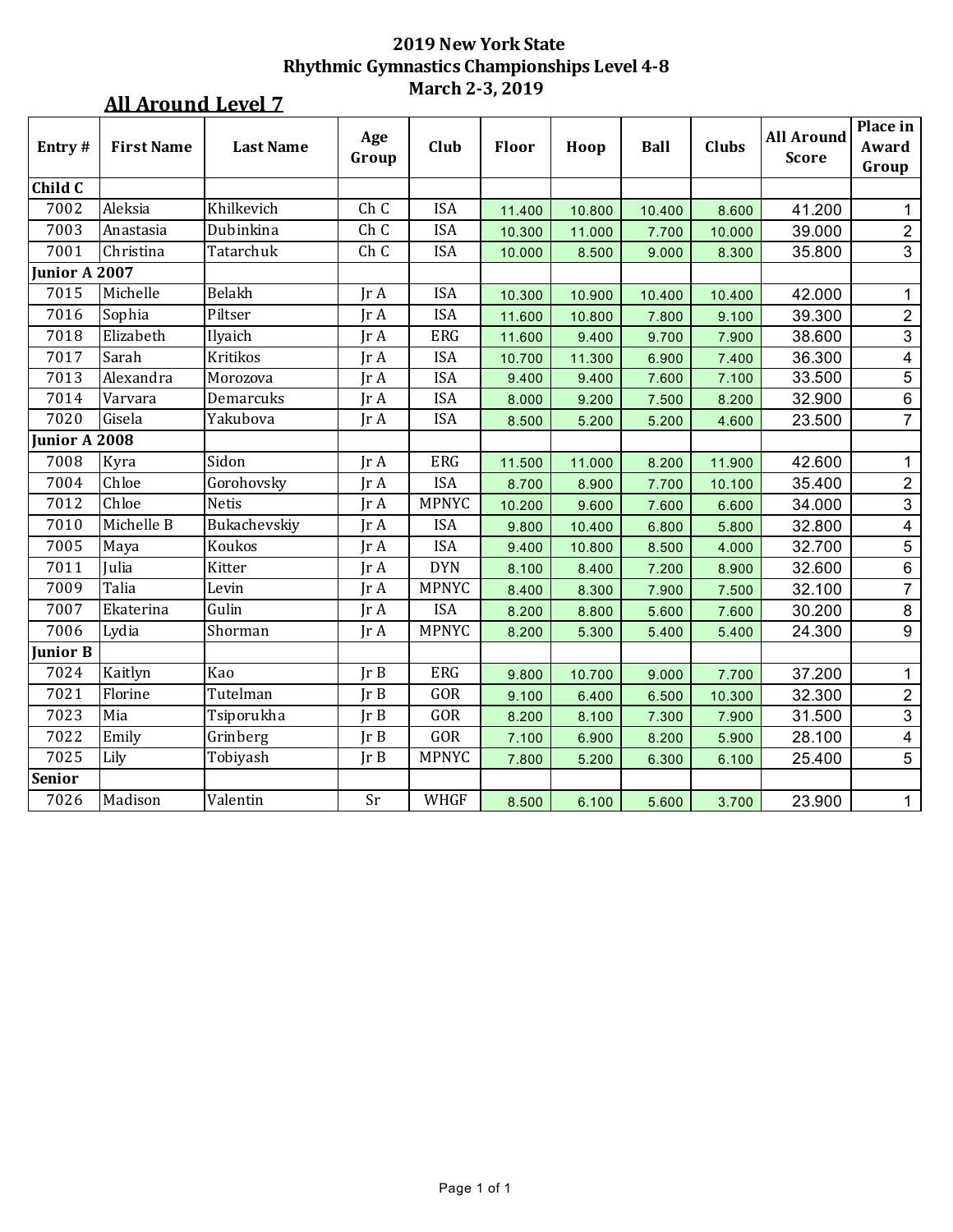# 2019 New York State
## Rhythmic Gymnastics Championships Level 4-8
### March 2-3, 2019

## All Around Level 7

| Entry # | First Name | Last Name | Age Group | Club | Floor | Hoop | Ball | Clubs | All Around Score | Place in Award Group |
|---|---|---|---|---|---|---|---|---|---|---|
| **Child C** | | | | | | | | | | |
| 7002 | Aleksia | Khilkevich | Ch C | ISA | 11.400 | 10.800 | 10.400 | 8.600 | 41.200 | 1 |
| 7003 | Anastasia | Dubinkina | Ch C | ISA | 10.300 | 11.000 | 7.700 | 10.000 | 39.000 | 2 |
| 7001 | Christina | Tatarchuk | Ch C | ISA | 10.000 | 8.500 | 9.000 | 8.300 | 35.800 | 3 |
| **Junior A 2007** | | | | | | | | | | |
| 7015 | Michelle | Belakh | Jr A | ISA | 10.300 | 10.900 | 10.400 | 10.400 | 42.000 | 1 |
| 7016 | Sophia | Piltser | Jr A | ISA | 11.600 | 10.800 | 7.800 | 9.100 | 39.300 | 2 |
| 7018 | Elizabeth | Ilyaich | Jr A | ERG | 11.600 | 9.400 | 9.700 | 7.900 | 38.600 | 3 |
| 7017 | Sarah | Kritikos | Jr A | ISA | 10.700 | 11.300 | 6.900 | 7.400 | 36.300 | 4 |
| 7013 | Alexandra | Morozova | Jr A | ISA | 9.400 | 9.400 | 7.600 | 7.100 | 33.500 | 5 |
| 7014 | Varvara | Demarcuks | Jr A | ISA | 8.000 | 9.200 | 7.500 | 8.200 | 32.900 | 6 |
| 7020 | Gisela | Yakubova | Jr A | ISA | 8.500 | 5.200 | 5.200 | 4.600 | 23.500 | 7 |
| **Junior A 2008** | | | | | | | | | | |
| 7008 | Kyra | Sidon | Jr A | ERG | 11.500 | 11.000 | 8.200 | 11.900 | 42.600 | 1 |
| 7004 | Chloe | Gorohovsky | Jr A | ISA | 8.700 | 8.900 | 7.700 | 10.100 | 35.400 | 2 |
| 7012 | Chloe | Netis | Jr A | MPNYC | 10.200 | 9.600 | 7.600 | 6.600 | 34.000 | 3 |
| 7010 | Michelle B | Bukachevskiy | Jr A | ISA | 9.800 | 10.400 | 6.800 | 5.800 | 32.800 | 4 |
| 7005 | Maya | Koukos | Jr A | ISA | 9.400 | 10.800 | 8.500 | 4.000 | 32.700 | 5 |
| 7011 | Julia | Kitter | Jr A | DYN | 8.100 | 8.400 | 7.200 | 8.900 | 32.600 | 6 |
| 7009 | Talia | Levin | Jr A | MPNYC | 8.400 | 8.300 | 7.900 | 7.500 | 32.100 | 7 |
| 7007 | Ekaterina | Gulin | Jr A | ISA | 8.200 | 8.800 | 5.600 | 7.600 | 30.200 | 8 |
| 7006 | Lydia | Shorman | Jr A | MPNYC | 8.200 | 5.300 | 5.400 | 5.400 | 24.300 | 9 |
| **Junior B** | | | | | | | | | | |
| 7024 | Kaitlyn | Kao | Jr B | ERG | 9.800 | 10.700 | 9.000 | 7.700 | 37.200 | 1 |
| 7021 | Florine | Tutelman | Jr B | GOR | 9.100 | 6.400 | 6.500 | 10.300 | 32.300 | 2 |
| 7023 | Mia | Tsiporukha | Jr B | GOR | 8.200 | 8.100 | 7.300 | 7.900 | 31.500 | 3 |
| 7022 | Emily | Grinberg | Jr B | GOR | 7.100 | 6.900 | 8.200 | 5.900 | 28.100 | 4 |
| 7025 | Lily | Tobiyash | Jr B | MPNYC | 7.800 | 5.200 | 6.300 | 6.100 | 25.400 | 5 |
| **Senior** | | | | | | | | | | |
| 7026 | Madison | Valentin | Sr | WHGF | 8.500 | 6.100 | 5.600 | 3.700 | 23.900 | 1 |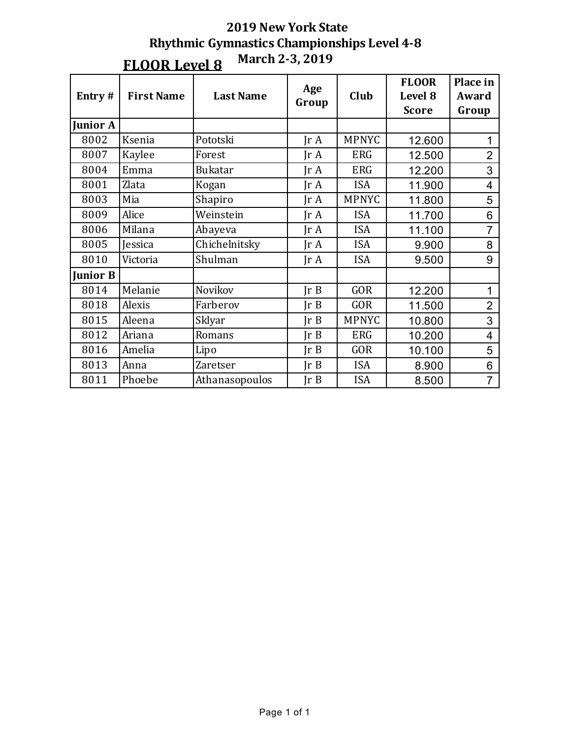# 2019 New York State
## Rhythmic Gymnastics Championships Level 4-8
### March 2-3, 2019

## FLOOR Level 8

| Entry # | First Name | Last Name | Age Group | Club | FLOOR Level 8 Score | Place in Award Group |
|---|---|---|---|---|---|---|
| **Junior A** | | | | | | |
| 8002 | Ksenia | Pototski | Jr A | MPNYC | 12.600 | 1 |
| 8007 | Kaylee | Forest | Jr A | ERG | 12.500 | 2 |
| 8004 | Emma | Bukatar | Jr A | ERG | 12.200 | 3 |
| 8001 | Zlata | Kogan | Jr A | ISA | 11.900 | 4 |
| 8003 | Mia | Shapiro | Jr A | MPNYC | 11.800 | 5 |
| 8009 | Alice | Weinstein | Jr A | ISA | 11.700 | 6 |
| 8006 | Milana | Abayeva | Jr A | ISA | 11.100 | 7 |
| 8005 | Jessica | Chichelnitsky | Jr A | ISA | 9.900 | 8 |
| 8010 | Victoria | Shulman | Jr A | ISA | 9.500 | 9 |
| **Junior B** | | | | | | |
| 8014 | Melanie | Novikov | Jr B | GOR | 12.200 | 1 |
| 8018 | Alexis | Farberov | Jr B | GOR | 11.500 | 2 |
| 8015 | Aleena | Sklyar | Jr B | MPNYC | 10.800 | 3 |
| 8012 | Ariana | Romans | Jr B | ERG | 10.200 | 4 |
| 8016 | Amelia | Lipo | Jr B | GOR | 10.100 | 5 |
| 8013 | Anna | Zaretser | Jr B | ISA | 8.900 | 6 |
| 8011 | Phoebe | Athanasopoulos | Jr B | ISA | 8.500 | 7 |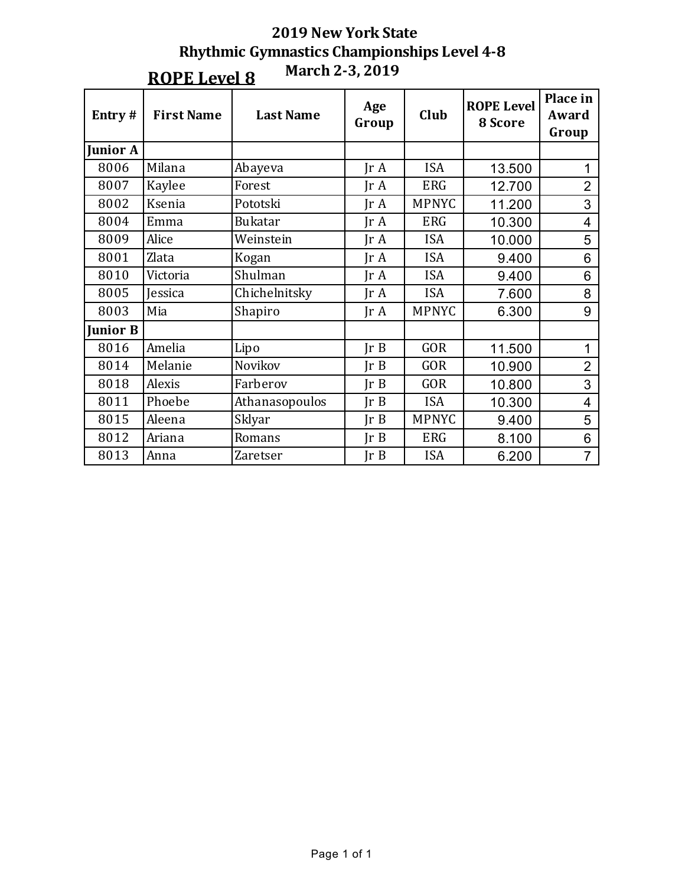# 2019 New York State
## Rhythmic Gymnastics Championships Level 4-8
### March 2-3, 2019

## ROPE Level 8

| Entry # | First Name | Last Name | Age Group | Club | ROPE Level 8 Score | Place in Award Group |
|---|---|---|---|---|---|---|
| **Junior A** | | | | | | |
| 8006 | Milana | Abayeva | Jr A | ISA | 13.500 | 1 |
| 8007 | Kaylee | Forest | Jr A | ERG | 12.700 | 2 |
| 8002 | Ksenia | Pototski | Jr A | MPNYC | 11.200 | 3 |
| 8004 | Emma | Bukatar | Jr A | ERG | 10.300 | 4 |
| 8009 | Alice | Weinstein | Jr A | ISA | 10.000 | 5 |
| 8001 | Zlata | Kogan | Jr A | ISA | 9.400 | 6 |
| 8010 | Victoria | Shulman | Jr A | ISA | 9.400 | 6 |
| 8005 | Jessica | Chichelnitsky | Jr A | ISA | 7.600 | 8 |
| 8003 | Mia | Shapiro | Jr A | MPNYC | 6.300 | 9 |
| **Junior B** | | | | | | |
| 8016 | Amelia | Lipo | Jr B | GOR | 11.500 | 1 |
| 8014 | Melanie | Novikov | Jr B | GOR | 10.900 | 2 |
| 8018 | Alexis | Farberov | Jr B | GOR | 10.800 | 3 |
| 8011 | Phoebe | Athanasopoulos | Jr B | ISA | 10.300 | 4 |
| 8015 | Aleena | Sklyar | Jr B | MPNYC | 9.400 | 5 |
| 8012 | Ariana | Romans | Jr B | ERG | 8.100 | 6 |
| 8013 | Anna | Zaretser | Jr B | ISA | 6.200 | 7 |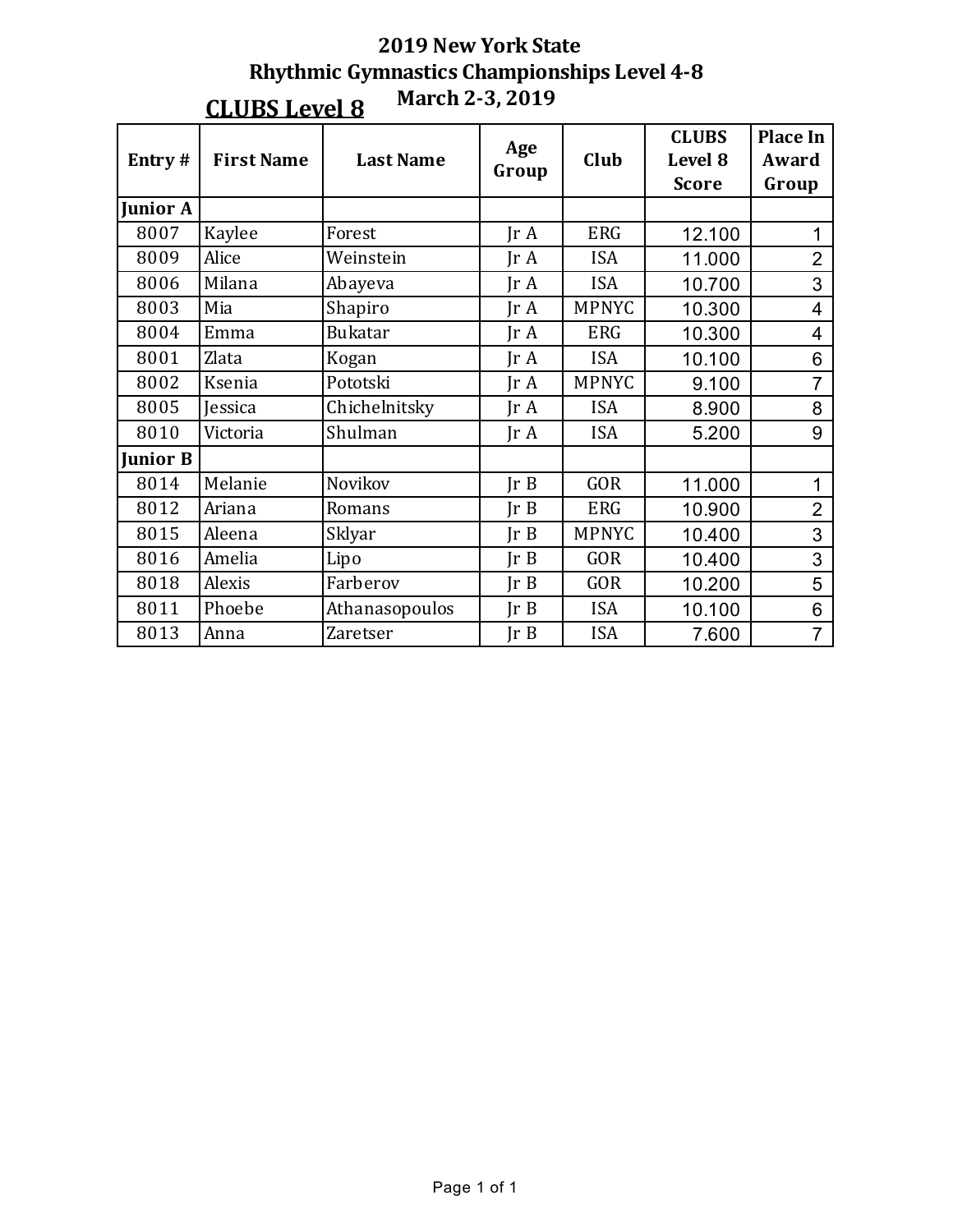# 2019 New York State
# Rhythmic Gymnastics Championships Level 4-8
# March 2-3, 2019

## CLUBS Level 8

| Entry # | First Name | Last Name | Age Group | Club | CLUBS Level 8 Score | Place In Award Group |
|---|---|---|---|---|---|---|
| **Junior A** | | | | | | |
| 8007 | Kaylee | Forest | Jr A | ERG | 12.100 | 1 |
| 8009 | Alice | Weinstein | Jr A | ISA | 11.000 | 2 |
| 8006 | Milana | Abayeva | Jr A | ISA | 10.700 | 3 |
| 8003 | Mia | Shapiro | Jr A | MPNYC | 10.300 | 4 |
| 8004 | Emma | Bukatar | Jr A | ERG | 10.300 | 4 |
| 8001 | Zlata | Kogan | Jr A | ISA | 10.100 | 6 |
| 8002 | Ksenia | Pototski | Jr A | MPNYC | 9.100 | 7 |
| 8005 | Jessica | Chichelnitsky | Jr A | ISA | 8.900 | 8 |
| 8010 | Victoria | Shulman | Jr A | ISA | 5.200 | 9 |
| **Junior B** | | | | | | |
| 8014 | Melanie | Novikov | Jr B | GOR | 11.000 | 1 |
| 8012 | Ariana | Romans | Jr B | ERG | 10.900 | 2 |
| 8015 | Aleena | Sklyar | Jr B | MPNYC | 10.400 | 3 |
| 8016 | Amelia | Lipo | Jr B | GOR | 10.400 | 3 |
| 8018 | Alexis | Farberov | Jr B | GOR | 10.200 | 5 |
| 8011 | Phoebe | Athanasopoulos | Jr B | ISA | 10.100 | 6 |
| 8013 | Anna | Zaretser | Jr B | ISA | 7.600 | 7 |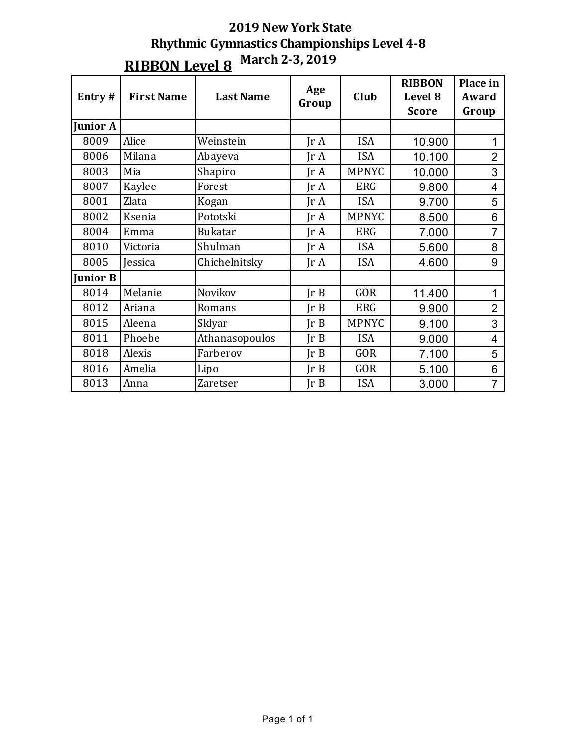# 2019 New York State
# Rhythmic Gymnastics Championships Level 4-8
## March 2-3, 2019

## RIBBON Level 8

| Entry # | First Name | Last Name | Age Group | Club | RIBBON Level 8 Score | Place in Award Group |
|---|---|---|---|---|---|---|
| **Junior A** | | | | | | |
| 8009 | Alice | Weinstein | Jr A | ISA | 10.900 | 1 |
| 8006 | Milana | Abayeva | Jr A | ISA | 10.100 | 2 |
| 8003 | Mia | Shapiro | Jr A | MPNYC | 10.000 | 3 |
| 8007 | Kaylee | Forest | Jr A | ERG | 9.800 | 4 |
| 8001 | Zlata | Kogan | Jr A | ISA | 9.700 | 5 |
| 8002 | Ksenia | Pototski | Jr A | MPNYC | 8.500 | 6 |
| 8004 | Emma | Bukatar | Jr A | ERG | 7.000 | 7 |
| 8010 | Victoria | Shulman | Jr A | ISA | 5.600 | 8 |
| 8005 | Jessica | Chichelnitsky | Jr A | ISA | 4.600 | 9 |
| **Junior B** | | | | | | |
| 8014 | Melanie | Novikov | Jr B | GOR | 11.400 | 1 |
| 8012 | Ariana | Romans | Jr B | ERG | 9.900 | 2 |
| 8015 | Aleena | Sklyar | Jr B | MPNYC | 9.100 | 3 |
| 8011 | Phoebe | Athanasopoulos | Jr B | ISA | 9.000 | 4 |
| 8018 | Alexis | Farberov | Jr B | GOR | 7.100 | 5 |
| 8016 | Amelia | Lipo | Jr B | GOR | 5.100 | 6 |
| 8013 | Anna | Zaretser | Jr B | ISA | 3.000 | 7 |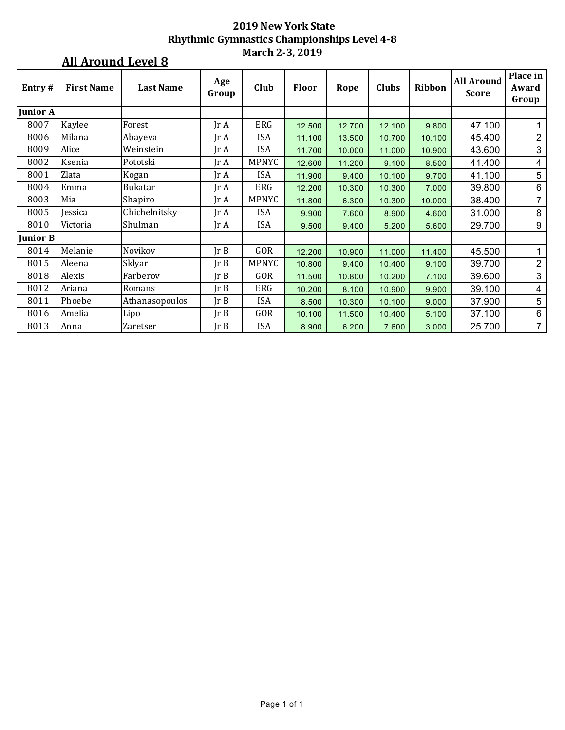# 2019 New York State
# Rhythmic Gymnastics Championships Level 4-8
# March 2-3, 2019

## All Around Level 8

| Entry # | First Name | Last Name | Age Group | Club | Floor | Rope | Clubs | Ribbon | All Around Score | Place in Award Group |
|---|---|---|---|---|---|---|---|---|---|---|
| **Junior A** | | | | | | | | | | |
| 8007 | Kaylee | Forest | Jr A | ERG | 12.500 | 12.700 | 12.100 | 9.800 | 47.100 | 1 |
| 8006 | Milana | Abayeva | Jr A | ISA | 11.100 | 13.500 | 10.700 | 10.100 | 45.400 | 2 |
| 8009 | Alice | Weinstein | Jr A | ISA | 11.700 | 10.000 | 11.000 | 10.900 | 43.600 | 3 |
| 8002 | Ksenia | Pototski | Jr A | MPNYC | 12.600 | 11.200 | 9.100 | 8.500 | 41.400 | 4 |
| 8001 | Zlata | Kogan | Jr A | ISA | 11.900 | 9.400 | 10.100 | 9.700 | 41.100 | 5 |
| 8004 | Emma | Bukatar | Jr A | ERG | 12.200 | 10.300 | 10.300 | 7.000 | 39.800 | 6 |
| 8003 | Mia | Shapiro | Jr A | MPNYC | 11.800 | 6.300 | 10.300 | 10.000 | 38.400 | 7 |
| 8005 | Jessica | Chichelnitsky | Jr A | ISA | 9.900 | 7.600 | 8.900 | 4.600 | 31.000 | 8 |
| 8010 | Victoria | Shulman | Jr A | ISA | 9.500 | 9.400 | 5.200 | 5.600 | 29.700 | 9 |
| **Junior B** | | | | | | | | | | |
| 8014 | Melanie | Novikov | Jr B | GOR | 12.200 | 10.900 | 11.000 | 11.400 | 45.500 | 1 |
| 8015 | Aleena | Sklyar | Jr B | MPNYC | 10.800 | 9.400 | 10.400 | 9.100 | 39.700 | 2 |
| 8018 | Alexis | Farberov | Jr B | GOR | 11.500 | 10.800 | 10.200 | 7.100 | 39.600 | 3 |
| 8012 | Ariana | Romans | Jr B | ERG | 10.200 | 8.100 | 10.900 | 9.900 | 39.100 | 4 |
| 8011 | Phoebe | Athanasopoulos | Jr B | ISA | 8.500 | 10.300 | 10.100 | 9.000 | 37.900 | 5 |
| 8016 | Amelia | Lipo | Jr B | GOR | 10.100 | 11.500 | 10.400 | 5.100 | 37.100 | 6 |
| 8013 | Anna | Zaretser | Jr B | ISA | 8.900 | 6.200 | 7.600 | 3.000 | 25.700 | 7 |